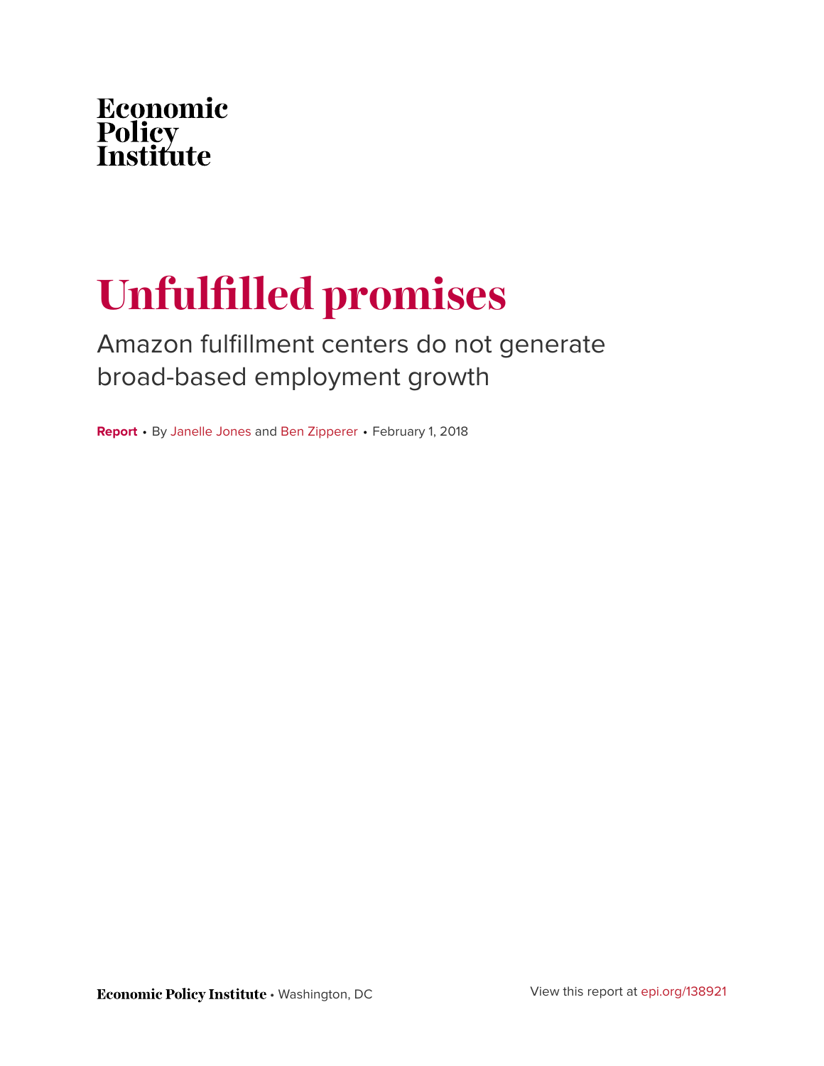Economic
Policy
Institute

# Unfulfilled promises

## Amazon fulfillment centers do not generate broad-based employment growth

**Report** • By Janelle Jones and Ben Zipperer • February 1, 2018

**Economic Policy Institute** • Washington, DC

View this report at epi.org/138921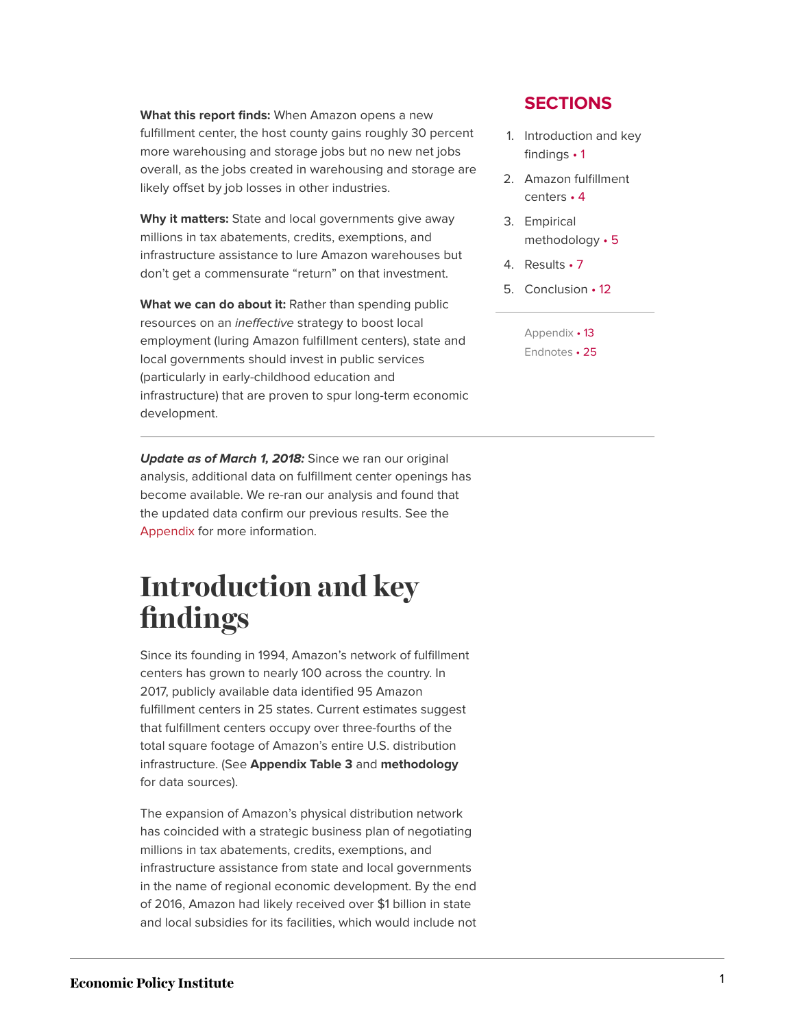**What this report finds:** When Amazon opens a new fulfillment center, the host county gains roughly 30 percent more warehousing and storage jobs but no new net jobs overall, as the jobs created in warehousing and storage are likely offset by job losses in other industries.

**Why it matters:** State and local governments give away millions in tax abatements, credits, exemptions, and infrastructure assistance to lure Amazon warehouses but don't get a commensurate "return" on that investment.

**What we can do about it:** Rather than spending public resources on an *ineffective* strategy to boost local employment (luring Amazon fulfillment centers), state and local governments should invest in public services (particularly in early-childhood education and infrastructure) that are proven to spur long-term economic development.

## SECTIONS

1. Introduction and key findings • 1
2. Amazon fulfillment centers • 4
3. Empirical methodology • 5
4. Results • 7
5. Conclusion • 12

Appendix • 13
Endnotes • 25

***Update as of March 1, 2018:*** Since we ran our original analysis, additional data on fulfillment center openings has become available. We re-ran our analysis and found that the updated data confirm our previous results. See the Appendix for more information.

# Introduction and key findings

Since its founding in 1994, Amazon's network of fulfillment centers has grown to nearly 100 across the country. In 2017, publicly available data identified 95 Amazon fulfillment centers in 25 states. Current estimates suggest that fulfillment centers occupy over three-fourths of the total square footage of Amazon's entire U.S. distribution infrastructure. (See **Appendix Table 3** and **methodology** for data sources).

The expansion of Amazon's physical distribution network has coincided with a strategic business plan of negotiating millions in tax abatements, credits, exemptions, and infrastructure assistance from state and local governments in the name of regional economic development. By the end of 2016, Amazon had likely received over $1 billion in state and local subsidies for its facilities, which would include not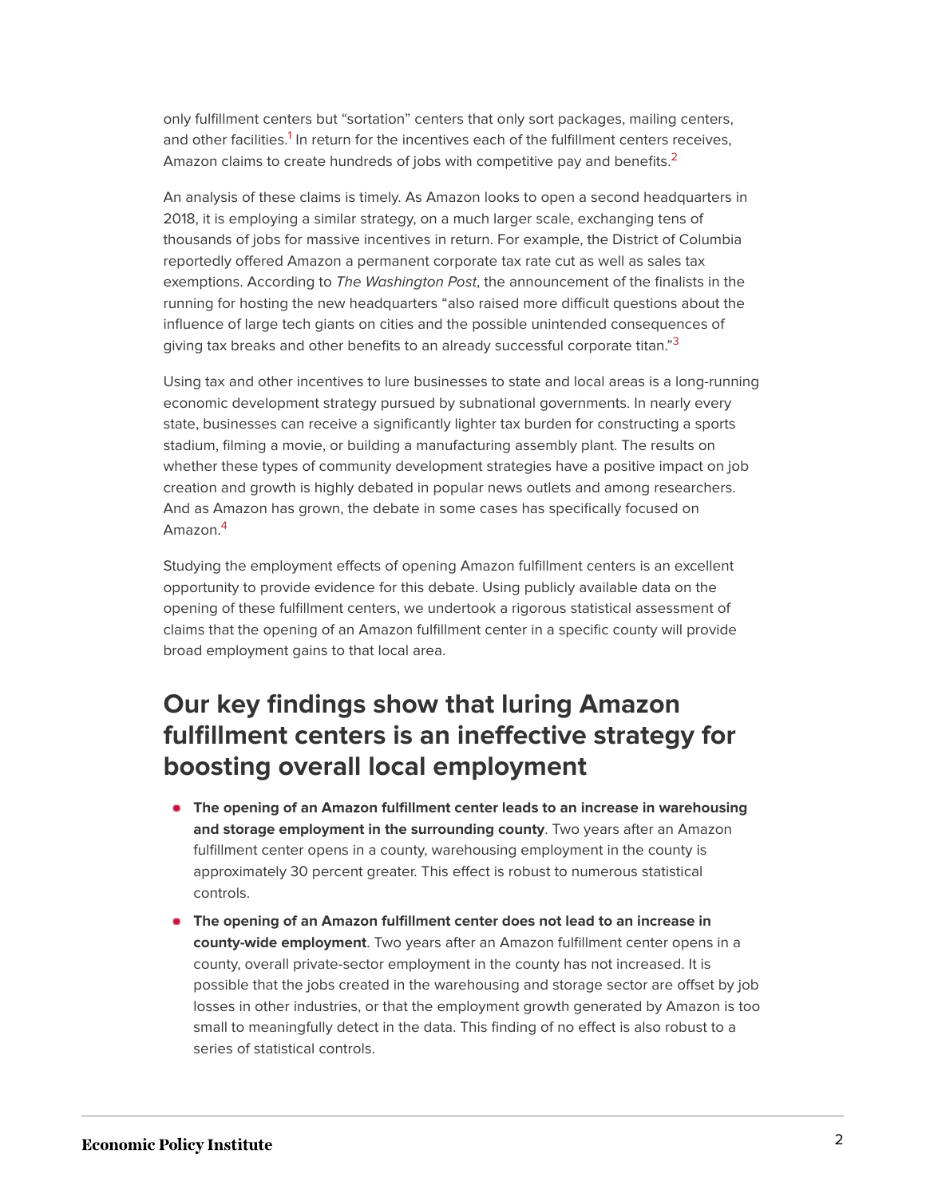only fulfillment centers but "sortation" centers that only sort packages, mailing centers, and other facilities.[1] In return for the incentives each of the fulfillment centers receives, Amazon claims to create hundreds of jobs with competitive pay and benefits.[2]

An analysis of these claims is timely. As Amazon looks to open a second headquarters in 2018, it is employing a similar strategy, on a much larger scale, exchanging tens of thousands of jobs for massive incentives in return. For example, the District of Columbia reportedly offered Amazon a permanent corporate tax rate cut as well as sales tax exemptions. According to *The Washington Post*, the announcement of the finalists in the running for hosting the new headquarters "also raised more difficult questions about the influence of large tech giants on cities and the possible unintended consequences of giving tax breaks and other benefits to an already successful corporate titan."[3]

Using tax and other incentives to lure businesses to state and local areas is a long-running economic development strategy pursued by subnational governments. In nearly every state, businesses can receive a significantly lighter tax burden for constructing a sports stadium, filming a movie, or building a manufacturing assembly plant. The results on whether these types of community development strategies have a positive impact on job creation and growth is highly debated in popular news outlets and among researchers. And as Amazon has grown, the debate in some cases has specifically focused on Amazon.[4]

Studying the employment effects of opening Amazon fulfillment centers is an excellent opportunity to provide evidence for this debate. Using publicly available data on the opening of these fulfillment centers, we undertook a rigorous statistical assessment of claims that the opening of an Amazon fulfillment center in a specific county will provide broad employment gains to that local area.

## Our key findings show that luring Amazon fulfillment centers is an ineffective strategy for boosting overall local employment

- **The opening of an Amazon fulfillment center leads to an increase in warehousing and storage employment in the surrounding county**. Two years after an Amazon fulfillment center opens in a county, warehousing employment in the county is approximately 30 percent greater. This effect is robust to numerous statistical controls.
- **The opening of an Amazon fulfillment center does not lead to an increase in county-wide employment**. Two years after an Amazon fulfillment center opens in a county, overall private-sector employment in the county has not increased. It is possible that the jobs created in the warehousing and storage sector are offset by job losses in other industries, or that the employment growth generated by Amazon is too small to meaningfully detect in the data. This finding of no effect is also robust to a series of statistical controls.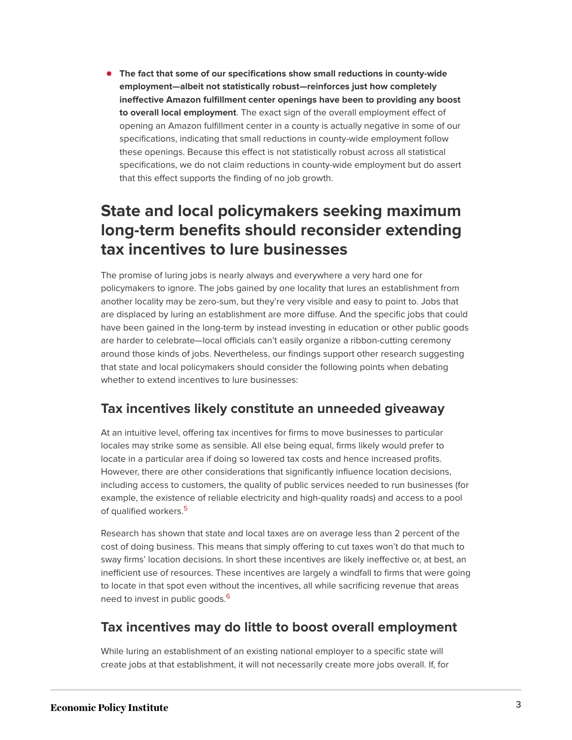- **The fact that some of our specifications show small reductions in county-wide employment—albeit not statistically robust—reinforces just how completely ineffective Amazon fulfillment center openings have been to providing any boost to overall local employment**. The exact sign of the overall employment effect of opening an Amazon fulfillment center in a county is actually negative in some of our specifications, indicating that small reductions in county-wide employment follow these openings. Because this effect is not statistically robust across all statistical specifications, we do not claim reductions in county-wide employment but do assert that this effect supports the finding of no job growth.

## State and local policymakers seeking maximum long-term benefits should reconsider extending tax incentives to lure businesses

The promise of luring jobs is nearly always and everywhere a very hard one for policymakers to ignore. The jobs gained by one locality that lures an establishment from another locality may be zero-sum, but they're very visible and easy to point to. Jobs that are displaced by luring an establishment are more diffuse. And the specific jobs that could have been gained in the long-term by instead investing in education or other public goods are harder to celebrate—local officials can't easily organize a ribbon-cutting ceremony around those kinds of jobs. Nevertheless, our findings support other research suggesting that state and local policymakers should consider the following points when debating whether to extend incentives to lure businesses:

### Tax incentives likely constitute an unneeded giveaway

At an intuitive level, offering tax incentives for firms to move businesses to particular locales may strike some as sensible. All else being equal, firms likely would prefer to locate in a particular area if doing so lowered tax costs and hence increased profits. However, there are other considerations that significantly influence location decisions, including access to customers, the quality of public services needed to run businesses (for example, the existence of reliable electricity and high-quality roads) and access to a pool of qualified workers.[5]

Research has shown that state and local taxes are on average less than 2 percent of the cost of doing business. This means that simply offering to cut taxes won't do that much to sway firms' location decisions. In short these incentives are likely ineffective or, at best, an inefficient use of resources. These incentives are largely a windfall to firms that were going to locate in that spot even without the incentives, all while sacrificing revenue that areas need to invest in public goods.[6]

### Tax incentives may do little to boost overall employment

While luring an establishment of an existing national employer to a specific state will create jobs at that establishment, it will not necessarily create more jobs overall. If, for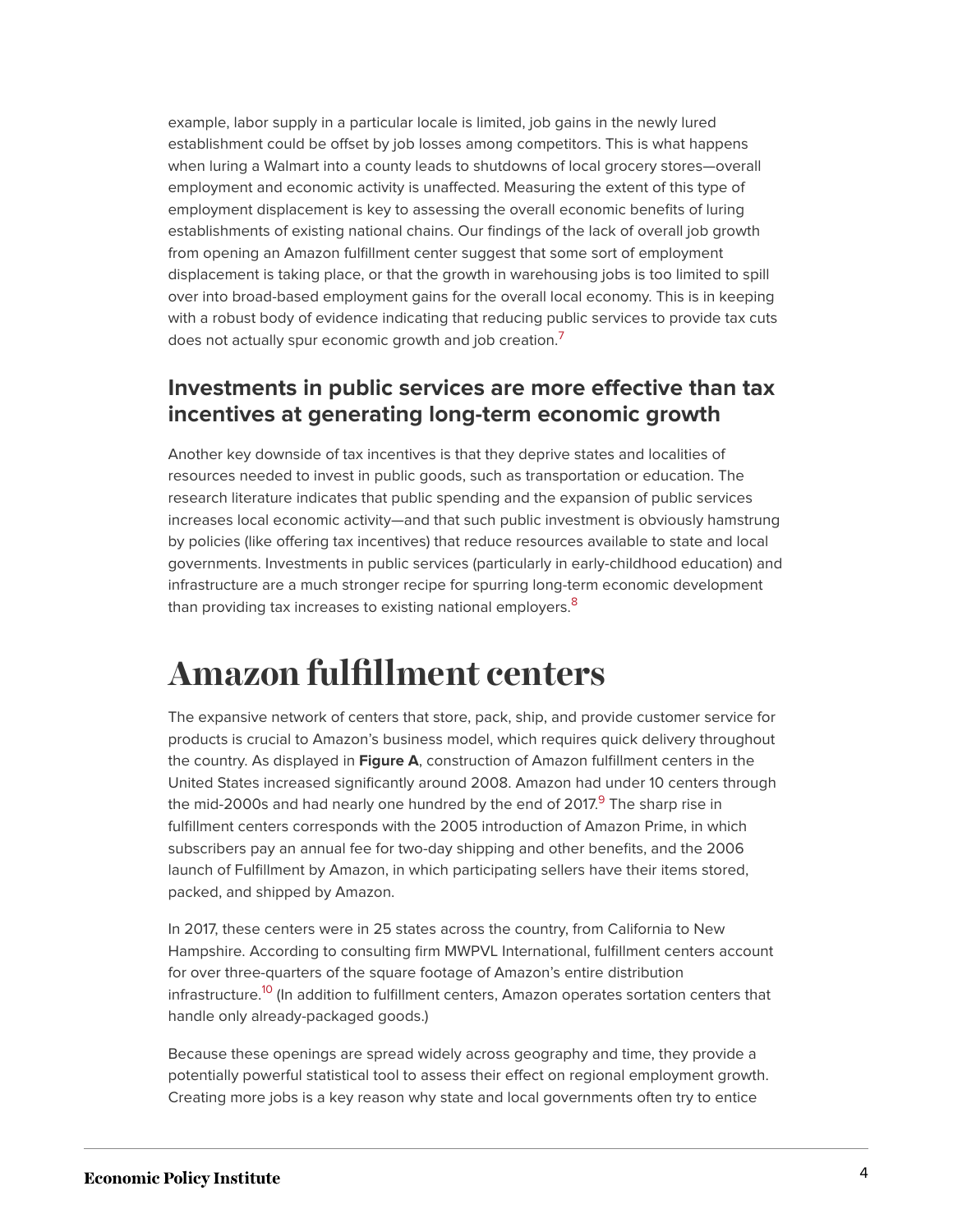example, labor supply in a particular locale is limited, job gains in the newly lured establishment could be offset by job losses among competitors. This is what happens when luring a Walmart into a county leads to shutdowns of local grocery stores—overall employment and economic activity is unaffected. Measuring the extent of this type of employment displacement is key to assessing the overall economic benefits of luring establishments of existing national chains. Our findings of the lack of overall job growth from opening an Amazon fulfillment center suggest that some sort of employment displacement is taking place, or that the growth in warehousing jobs is too limited to spill over into broad-based employment gains for the overall local economy. This is in keeping with a robust body of evidence indicating that reducing public services to provide tax cuts does not actually spur economic growth and job creation.[7]

### Investments in public services are more effective than tax incentives at generating long-term economic growth

Another key downside of tax incentives is that they deprive states and localities of resources needed to invest in public goods, such as transportation or education. The research literature indicates that public spending and the expansion of public services increases local economic activity—and that such public investment is obviously hamstrung by policies (like offering tax incentives) that reduce resources available to state and local governments. Investments in public services (particularly in early-childhood education) and infrastructure are a much stronger recipe for spurring long-term economic development than providing tax increases to existing national employers.[8]

## Amazon fulfillment centers

The expansive network of centers that store, pack, ship, and provide customer service for products is crucial to Amazon's business model, which requires quick delivery throughout the country. As displayed in **Figure A**, construction of Amazon fulfillment centers in the United States increased significantly around 2008. Amazon had under 10 centers through the mid-2000s and had nearly one hundred by the end of 2017.[9] The sharp rise in fulfillment centers corresponds with the 2005 introduction of Amazon Prime, in which subscribers pay an annual fee for two-day shipping and other benefits, and the 2006 launch of Fulfillment by Amazon, in which participating sellers have their items stored, packed, and shipped by Amazon.

In 2017, these centers were in 25 states across the country, from California to New Hampshire. According to consulting firm MWPVL International, fulfillment centers account for over three-quarters of the square footage of Amazon's entire distribution infrastructure.[10] (In addition to fulfillment centers, Amazon operates sortation centers that handle only already-packaged goods.)

Because these openings are spread widely across geography and time, they provide a potentially powerful statistical tool to assess their effect on regional employment growth. Creating more jobs is a key reason why state and local governments often try to entice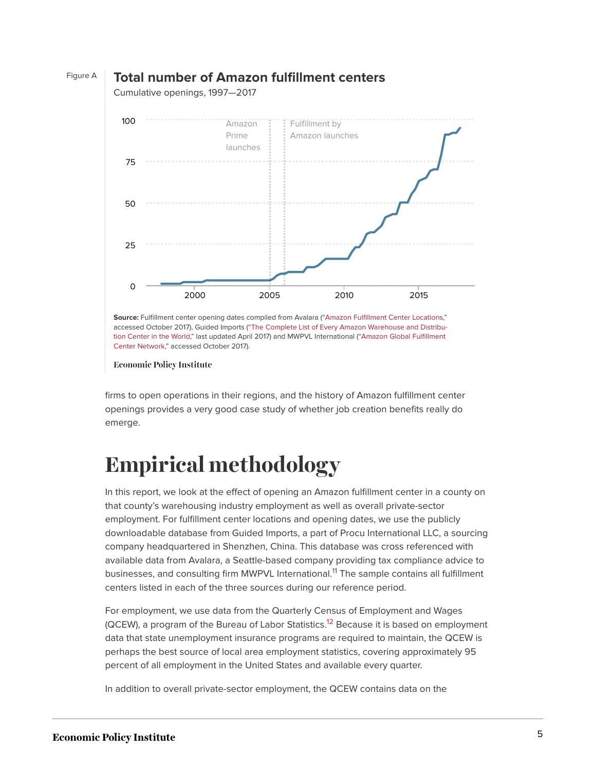Figure A

**Total number of Amazon fulfillment centers**

Cumulative openings, 1997—2017

**Source:** Fulfillment center opening dates compiled from Avalara ("Amazon Fulfillment Center Locations," accessed October 2017), Guided Imports ("The Complete List of Every Amazon Warehouse and Distribution Center in the World," last updated April 2017) and MWPVL International ("Amazon Global Fulfillment Center Network," accessed October 2017).

Economic Policy Institute

firms to open operations in their regions, and the history of Amazon fulfillment center openings provides a very good case study of whether job creation benefits really do emerge.

# Empirical methodology

In this report, we look at the effect of opening an Amazon fulfillment center in a county on that county's warehousing industry employment as well as overall private-sector employment. For fulfillment center locations and opening dates, we use the publicly downloadable database from Guided Imports, a part of Procu International LLC, a sourcing company headquartered in Shenzhen, China. This database was cross referenced with available data from Avalara, a Seattle-based company providing tax compliance advice to businesses, and consulting firm MWPVL International.[11] The sample contains all fulfillment centers listed in each of the three sources during our reference period.

For employment, we use data from the Quarterly Census of Employment and Wages (QCEW), a program of the Bureau of Labor Statistics.[12] Because it is based on employment data that state unemployment insurance programs are required to maintain, the QCEW is perhaps the best source of local area employment statistics, covering approximately 95 percent of all employment in the United States and available every quarter.

In addition to overall private-sector employment, the QCEW contains data on the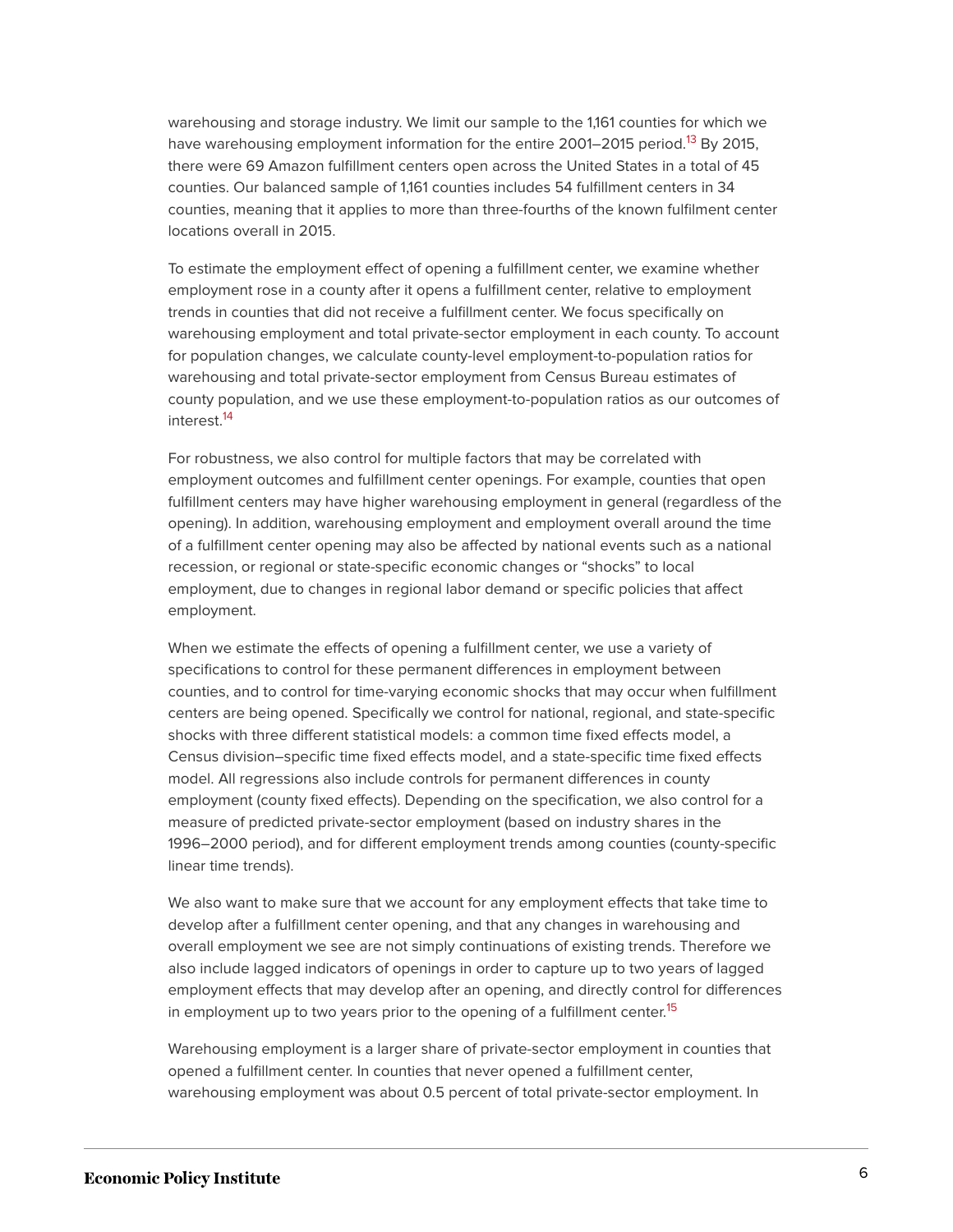warehousing and storage industry. We limit our sample to the 1,161 counties for which we have warehousing employment information for the entire 2001–2015 period.[13] By 2015, there were 69 Amazon fulfillment centers open across the United States in a total of 45 counties. Our balanced sample of 1,161 counties includes 54 fulfillment centers in 34 counties, meaning that it applies to more than three-fourths of the known fulfilment center locations overall in 2015.

To estimate the employment effect of opening a fulfillment center, we examine whether employment rose in a county after it opens a fulfillment center, relative to employment trends in counties that did not receive a fulfillment center. We focus specifically on warehousing employment and total private-sector employment in each county. To account for population changes, we calculate county-level employment-to-population ratios for warehousing and total private-sector employment from Census Bureau estimates of county population, and we use these employment-to-population ratios as our outcomes of interest.[14]

For robustness, we also control for multiple factors that may be correlated with employment outcomes and fulfillment center openings. For example, counties that open fulfillment centers may have higher warehousing employment in general (regardless of the opening). In addition, warehousing employment and employment overall around the time of a fulfillment center opening may also be affected by national events such as a national recession, or regional or state-specific economic changes or "shocks" to local employment, due to changes in regional labor demand or specific policies that affect employment.

When we estimate the effects of opening a fulfillment center, we use a variety of specifications to control for these permanent differences in employment between counties, and to control for time-varying economic shocks that may occur when fulfillment centers are being opened. Specifically we control for national, regional, and state-specific shocks with three different statistical models: a common time fixed effects model, a Census division–specific time fixed effects model, and a state-specific time fixed effects model. All regressions also include controls for permanent differences in county employment (county fixed effects). Depending on the specification, we also control for a measure of predicted private-sector employment (based on industry shares in the 1996–2000 period), and for different employment trends among counties (county-specific linear time trends).

We also want to make sure that we account for any employment effects that take time to develop after a fulfillment center opening, and that any changes in warehousing and overall employment we see are not simply continuations of existing trends. Therefore we also include lagged indicators of openings in order to capture up to two years of lagged employment effects that may develop after an opening, and directly control for differences in employment up to two years prior to the opening of a fulfillment center.[15]

Warehousing employment is a larger share of private-sector employment in counties that opened a fulfillment center. In counties that never opened a fulfillment center, warehousing employment was about 0.5 percent of total private-sector employment. In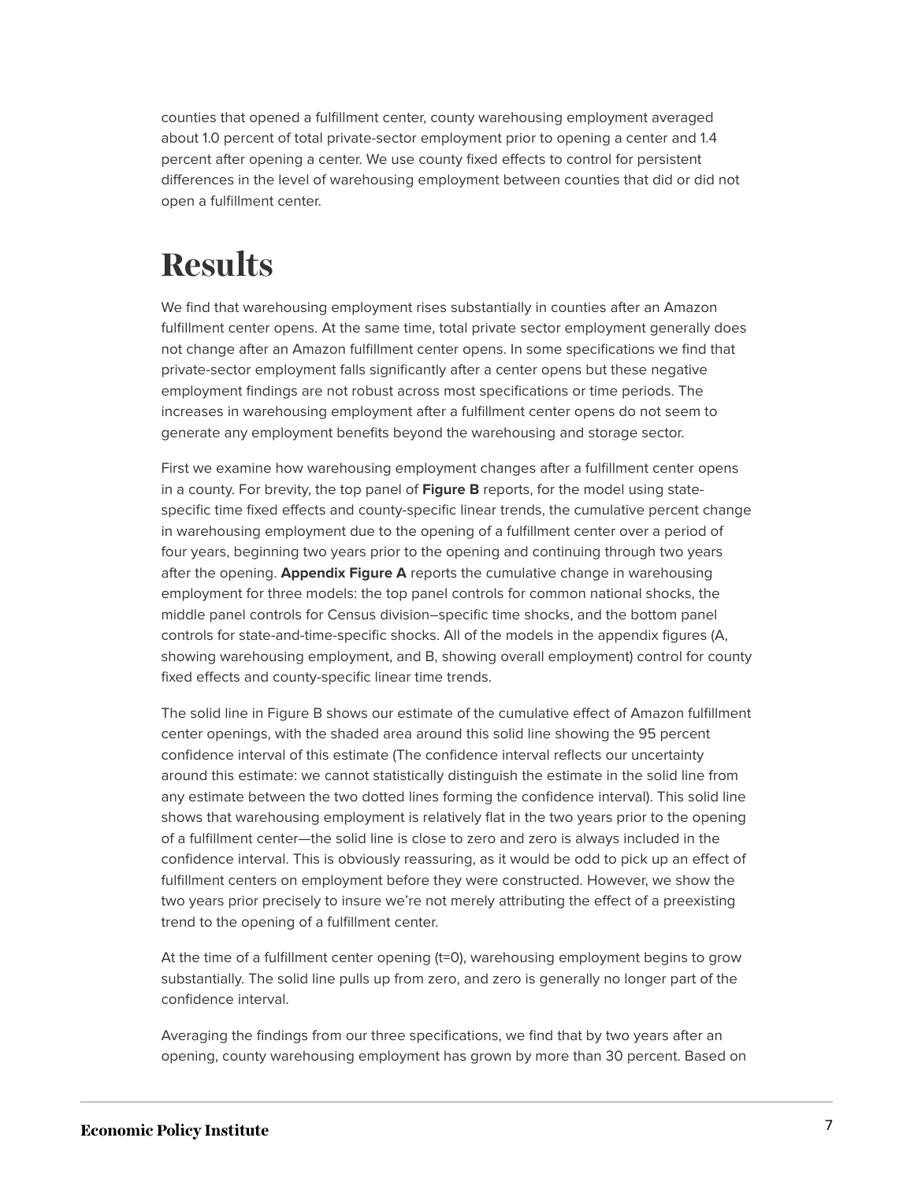counties that opened a fulfillment center, county warehousing employment averaged about 1.0 percent of total private-sector employment prior to opening a center and 1.4 percent after opening a center. We use county fixed effects to control for persistent differences in the level of warehousing employment between counties that did or did not open a fulfillment center.

# Results

We find that warehousing employment rises substantially in counties after an Amazon fulfillment center opens. At the same time, total private sector employment generally does not change after an Amazon fulfillment center opens. In some specifications we find that private-sector employment falls significantly after a center opens but these negative employment findings are not robust across most specifications or time periods. The increases in warehousing employment after a fulfillment center opens do not seem to generate any employment benefits beyond the warehousing and storage sector.

First we examine how warehousing employment changes after a fulfillment center opens in a county. For brevity, the top panel of **Figure B** reports, for the model using state-specific time fixed effects and county-specific linear trends, the cumulative percent change in warehousing employment due to the opening of a fulfillment center over a period of four years, beginning two years prior to the opening and continuing through two years after the opening. **Appendix Figure A** reports the cumulative change in warehousing employment for three models: the top panel controls for common national shocks, the middle panel controls for Census division–specific time shocks, and the bottom panel controls for state-and-time-specific shocks. All of the models in the appendix figures (A, showing warehousing employment, and B, showing overall employment) control for county fixed effects and county-specific linear time trends.

The solid line in Figure B shows our estimate of the cumulative effect of Amazon fulfillment center openings, with the shaded area around this solid line showing the 95 percent confidence interval of this estimate (The confidence interval reflects our uncertainty around this estimate: we cannot statistically distinguish the estimate in the solid line from any estimate between the two dotted lines forming the confidence interval). This solid line shows that warehousing employment is relatively flat in the two years prior to the opening of a fulfillment center—the solid line is close to zero and zero is always included in the confidence interval. This is obviously reassuring, as it would be odd to pick up an effect of fulfillment centers on employment before they were constructed. However, we show the two years prior precisely to insure we're not merely attributing the effect of a preexisting trend to the opening of a fulfillment center.

At the time of a fulfillment center opening (t=0), warehousing employment begins to grow substantially. The solid line pulls up from zero, and zero is generally no longer part of the confidence interval.

Averaging the findings from our three specifications, we find that by two years after an opening, county warehousing employment has grown by more than 30 percent. Based on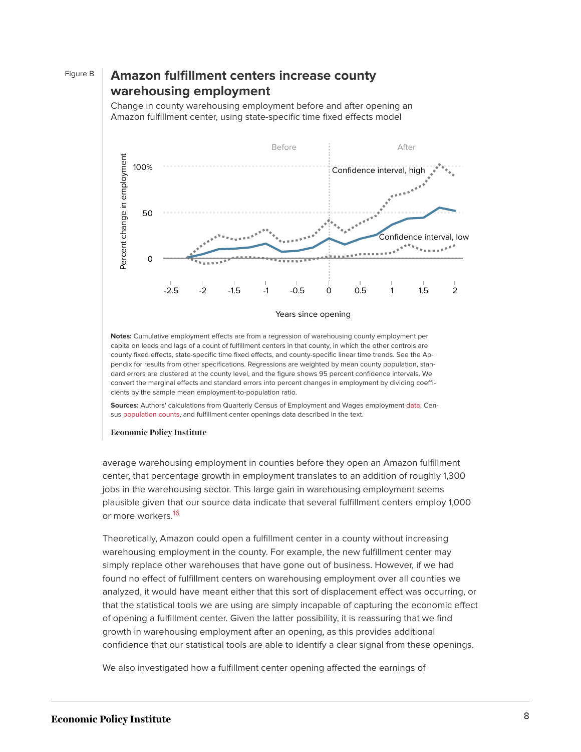Figure B

## Amazon fulfillment centers increase county warehousing employment

Change in county warehousing employment before and after opening an Amazon fulfillment center, using state-specific time fixed effects model

**Notes:** Cumulative employment effects are from a regression of warehousing county employment per capita on leads and lags of a count of fulfillment centers in that county, in which the other controls are county fixed effects, state-specific time fixed effects, and county-specific linear time trends. See the Appendix for results from other specifications. Regressions are weighted by mean county population, standard errors are clustered at the county level, and the figure shows 95 percent confidence intervals. We convert the marginal effects and standard errors into percent changes in employment by dividing coefficients by the sample mean employment-to-population ratio.

**Sources:** Authors' calculations from Quarterly Census of Employment and Wages employment data, Census population counts, and fulfillment center openings data described in the text.

Economic Policy Institute

average warehousing employment in counties before they open an Amazon fulfillment center, that percentage growth in employment translates to an addition of roughly 1,300 jobs in the warehousing sector. This large gain in warehousing employment seems plausible given that our source data indicate that several fulfillment centers employ 1,000 or more workers.[16]

Theoretically, Amazon could open a fulfillment center in a county without increasing warehousing employment in the county. For example, the new fulfillment center may simply replace other warehouses that have gone out of business. However, if we had found no effect of fulfillment centers on warehousing employment over all counties we analyzed, it would have meant either that this sort of displacement effect was occurring, or that the statistical tools we are using are simply incapable of capturing the economic effect of opening a fulfillment center. Given the latter possibility, it is reassuring that we find growth in warehousing employment after an opening, as this provides additional confidence that our statistical tools are able to identify a clear signal from these openings.

We also investigated how a fulfillment center opening affected the earnings of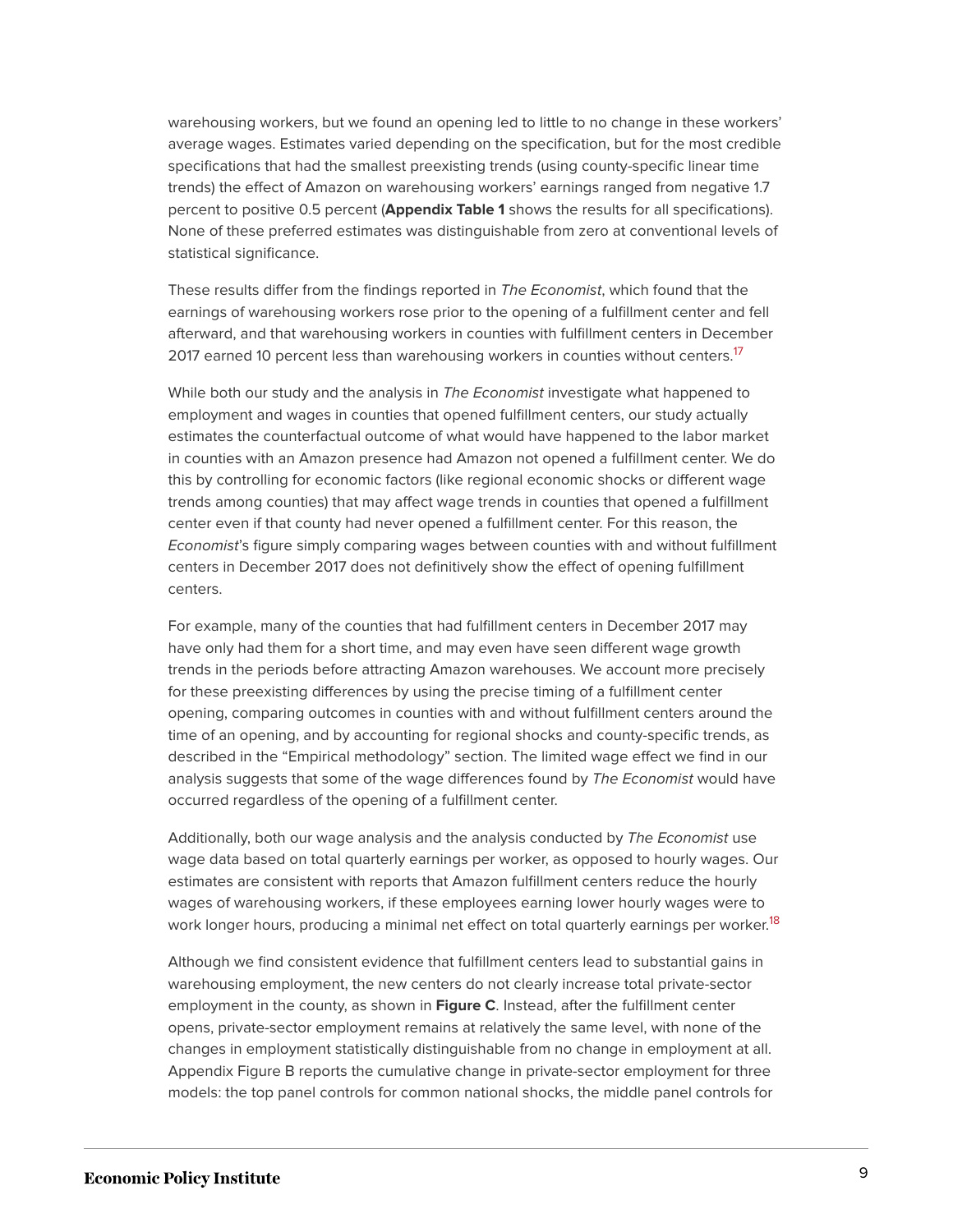warehousing workers, but we found an opening led to little to no change in these workers' average wages. Estimates varied depending on the specification, but for the most credible specifications that had the smallest preexisting trends (using county-specific linear time trends) the effect of Amazon on warehousing workers' earnings ranged from negative 1.7 percent to positive 0.5 percent (**Appendix Table 1** shows the results for all specifications). None of these preferred estimates was distinguishable from zero at conventional levels of statistical significance.

These results differ from the findings reported in *The Economist*, which found that the earnings of warehousing workers rose prior to the opening of a fulfillment center and fell afterward, and that warehousing workers in counties with fulfillment centers in December 2017 earned 10 percent less than warehousing workers in counties without centers.[17]

While both our study and the analysis in *The Economist* investigate what happened to employment and wages in counties that opened fulfillment centers, our study actually estimates the counterfactual outcome of what would have happened to the labor market in counties with an Amazon presence had Amazon not opened a fulfillment center. We do this by controlling for economic factors (like regional economic shocks or different wage trends among counties) that may affect wage trends in counties that opened a fulfillment center even if that county had never opened a fulfillment center. For this reason, the *Economist*'s figure simply comparing wages between counties with and without fulfillment centers in December 2017 does not definitively show the effect of opening fulfillment centers.

For example, many of the counties that had fulfillment centers in December 2017 may have only had them for a short time, and may even have seen different wage growth trends in the periods before attracting Amazon warehouses. We account more precisely for these preexisting differences by using the precise timing of a fulfillment center opening, comparing outcomes in counties with and without fulfillment centers around the time of an opening, and by accounting for regional shocks and county-specific trends, as described in the "Empirical methodology" section. The limited wage effect we find in our analysis suggests that some of the wage differences found by *The Economist* would have occurred regardless of the opening of a fulfillment center.

Additionally, both our wage analysis and the analysis conducted by *The Economist* use wage data based on total quarterly earnings per worker, as opposed to hourly wages. Our estimates are consistent with reports that Amazon fulfillment centers reduce the hourly wages of warehousing workers, if these employees earning lower hourly wages were to work longer hours, producing a minimal net effect on total quarterly earnings per worker.[18]

Although we find consistent evidence that fulfillment centers lead to substantial gains in warehousing employment, the new centers do not clearly increase total private-sector employment in the county, as shown in **Figure C**. Instead, after the fulfillment center opens, private-sector employment remains at relatively the same level, with none of the changes in employment statistically distinguishable from no change in employment at all. Appendix Figure B reports the cumulative change in private-sector employment for three models: the top panel controls for common national shocks, the middle panel controls for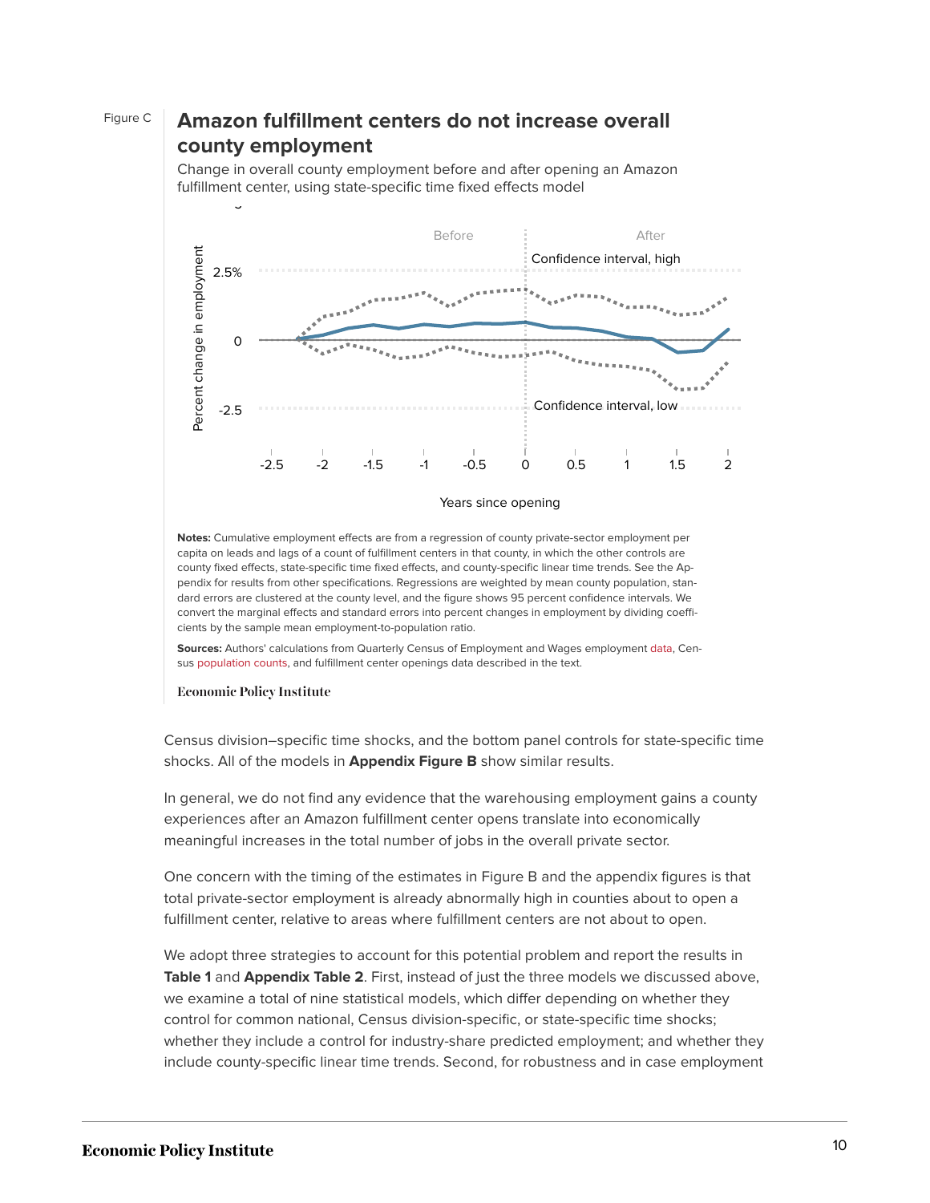Figure C

## Amazon fulfillment centers do not increase overall county employment

Change in overall county employment before and after opening an Amazon fulfillment center, using state-specific time fixed effects model

**Notes:** Cumulative employment effects are from a regression of county private-sector employment per capita on leads and lags of a count of fulfillment centers in that county, in which the other controls are county fixed effects, state-specific time fixed effects, and county-specific linear time trends. See the Appendix for results from other specifications. Regressions are weighted by mean county population, standard errors are clustered at the county level, and the figure shows 95 percent confidence intervals. We convert the marginal effects and standard errors into percent changes in employment by dividing coefficients by the sample mean employment-to-population ratio.

**Sources:** Authors' calculations from Quarterly Census of Employment and Wages employment data, Census population counts, and fulfillment center openings data described in the text.

Economic Policy Institute

Census division–specific time shocks, and the bottom panel controls for state-specific time shocks. All of the models in **Appendix Figure B** show similar results.

In general, we do not find any evidence that the warehousing employment gains a county experiences after an Amazon fulfillment center opens translate into economically meaningful increases in the total number of jobs in the overall private sector.

One concern with the timing of the estimates in Figure B and the appendix figures is that total private-sector employment is already abnormally high in counties about to open a fulfillment center, relative to areas where fulfillment centers are not about to open.

We adopt three strategies to account for this potential problem and report the results in **Table 1** and **Appendix Table 2**. First, instead of just the three models we discussed above, we examine a total of nine statistical models, which differ depending on whether they control for common national, Census division-specific, or state-specific time shocks; whether they include a control for industry-share predicted employment; and whether they include county-specific linear time trends. Second, for robustness and in case employment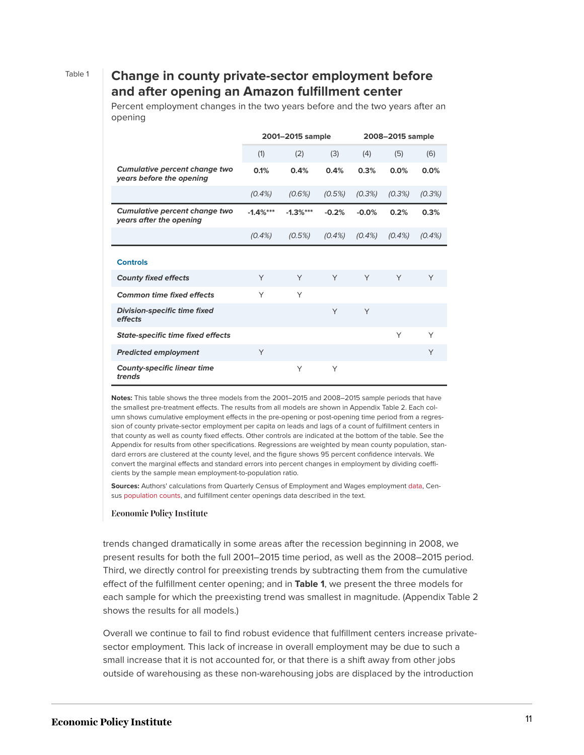Table 1

## Change in county private-sector employment before and after opening an Amazon fulfillment center

Percent employment changes in the two years before and the two years after an opening

| | 2001–2015 sample | | | 2008–2015 sample | | |
|---|---|---|---|---|---|---|
| | (1) | (2) | (3) | (4) | (5) | (6) |
| ***Cumulative percent change two years before the opening*** | **0.1%** | **0.4%** | **0.4%** | **0.3%** | **0.0%** | **0.0%** |
| | *(0.4%)* | *(0.6%)* | *(0.5%)* | *(0.3%)* | *(0.3%)* | *(0.3%)* |
| ***Cumulative percent change two years after the opening*** | **-1.4%*\*\*** | **-1.3%*\*\*** | **-0.2%** | **-0.0%** | **0.2%** | **0.3%** |
| | *(0.4%)* | *(0.5%)* | *(0.4%)* | *(0.4%)* | *(0.4%)* | *(0.4%)* |
| **Controls** | | | | | | |
| ***County fixed effects*** | Y | Y | Y | Y | Y | Y |
| ***Common time fixed effects*** | Y | Y | | | | |
| ***Division-specific time fixed effects*** | | | Y | Y | | |
| ***State-specific time fixed effects*** | | | | | Y | Y |
| ***Predicted employment*** | Y | | | | | Y |
| ***County-specific linear time trends*** | | Y | Y | | | |

**Notes:** This table shows the three models from the 2001–2015 and 2008–2015 sample periods that have the smallest pre-treatment effects. The results from all models are shown in Appendix Table 2. Each column shows cumulative employment effects in the pre-opening or post-opening time period from a regression of county private-sector employment per capita on leads and lags of a count of fulfillment centers in that county as well as county fixed effects. Other controls are indicated at the bottom of the table. See the Appendix for results from other specifications. Regressions are weighted by mean county population, standard errors are clustered at the county level, and the figure shows 95 percent confidence intervals. We convert the marginal effects and standard errors into percent changes in employment by dividing coefficients by the sample mean employment-to-population ratio.

**Sources:** Authors' calculations from Quarterly Census of Employment and Wages employment data, Census population counts, and fulfillment center openings data described in the text.

Economic Policy Institute

trends changed dramatically in some areas after the recession beginning in 2008, we present results for both the full 2001–2015 time period, as well as the 2008–2015 period. Third, we directly control for preexisting trends by subtracting them from the cumulative effect of the fulfillment center opening; and in **Table 1**, we present the three models for each sample for which the preexisting trend was smallest in magnitude. (Appendix Table 2 shows the results for all models.)

Overall we continue to fail to find robust evidence that fulfillment centers increase private-sector employment. This lack of increase in overall employment may be due to such a small increase that it is not accounted for, or that there is a shift away from other jobs outside of warehousing as these non-warehousing jobs are displaced by the introduction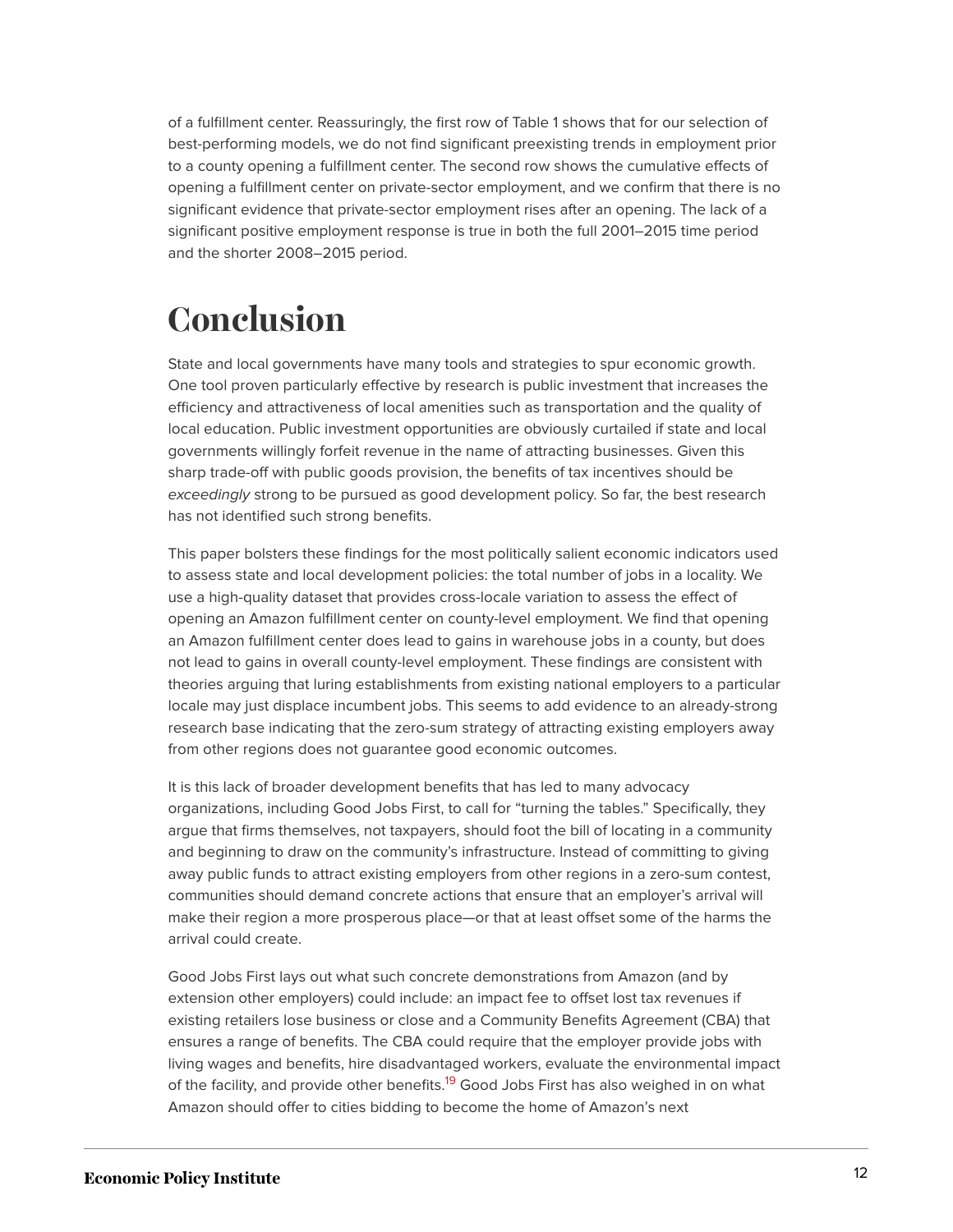of a fulfillment center. Reassuringly, the first row of Table 1 shows that for our selection of best-performing models, we do not find significant preexisting trends in employment prior to a county opening a fulfillment center. The second row shows the cumulative effects of opening a fulfillment center on private-sector employment, and we confirm that there is no significant evidence that private-sector employment rises after an opening. The lack of a significant positive employment response is true in both the full 2001–2015 time period and the shorter 2008–2015 period.

# Conclusion

State and local governments have many tools and strategies to spur economic growth. One tool proven particularly effective by research is public investment that increases the efficiency and attractiveness of local amenities such as transportation and the quality of local education. Public investment opportunities are obviously curtailed if state and local governments willingly forfeit revenue in the name of attracting businesses. Given this sharp trade-off with public goods provision, the benefits of tax incentives should be *exceedingly* strong to be pursued as good development policy. So far, the best research has not identified such strong benefits.

This paper bolsters these findings for the most politically salient economic indicators used to assess state and local development policies: the total number of jobs in a locality. We use a high-quality dataset that provides cross-locale variation to assess the effect of opening an Amazon fulfillment center on county-level employment. We find that opening an Amazon fulfillment center does lead to gains in warehouse jobs in a county, but does not lead to gains in overall county-level employment. These findings are consistent with theories arguing that luring establishments from existing national employers to a particular locale may just displace incumbent jobs. This seems to add evidence to an already-strong research base indicating that the zero-sum strategy of attracting existing employers away from other regions does not guarantee good economic outcomes.

It is this lack of broader development benefits that has led to many advocacy organizations, including Good Jobs First, to call for "turning the tables." Specifically, they argue that firms themselves, not taxpayers, should foot the bill of locating in a community and beginning to draw on the community's infrastructure. Instead of committing to giving away public funds to attract existing employers from other regions in a zero-sum contest, communities should demand concrete actions that ensure that an employer's arrival will make their region a more prosperous place—or that at least offset some of the harms the arrival could create.

Good Jobs First lays out what such concrete demonstrations from Amazon (and by extension other employers) could include: an impact fee to offset lost tax revenues if existing retailers lose business or close and a Community Benefits Agreement (CBA) that ensures a range of benefits. The CBA could require that the employer provide jobs with living wages and benefits, hire disadvantaged workers, evaluate the environmental impact of the facility, and provide other benefits.[19] Good Jobs First has also weighed in on what Amazon should offer to cities bidding to become the home of Amazon's next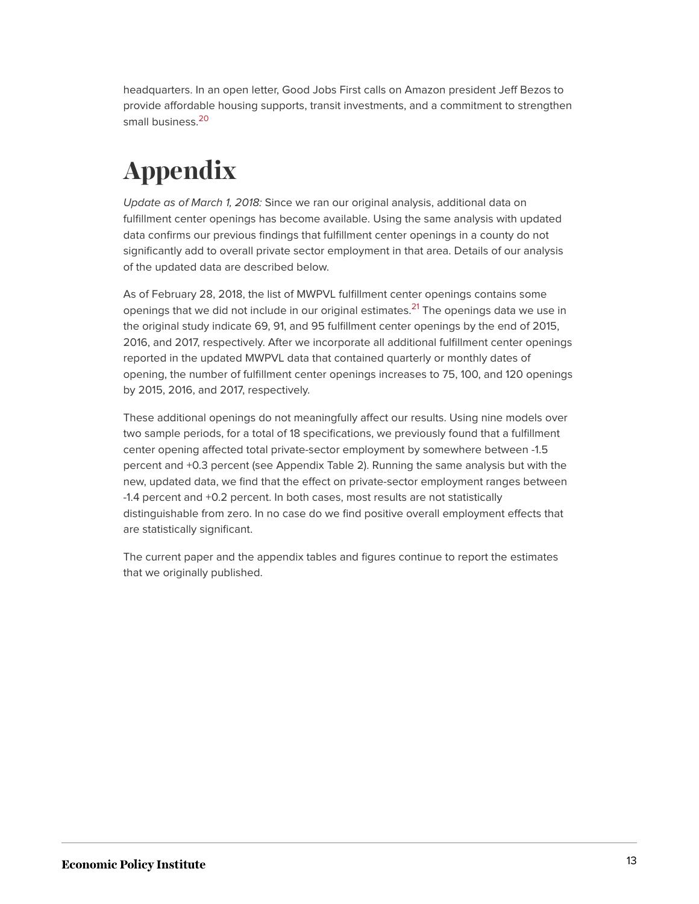headquarters. In an open letter, Good Jobs First calls on Amazon president Jeff Bezos to provide affordable housing supports, transit investments, and a commitment to strengthen small business.[20]

# Appendix

*Update as of March 1, 2018:* Since we ran our original analysis, additional data on fulfillment center openings has become available. Using the same analysis with updated data confirms our previous findings that fulfillment center openings in a county do not significantly add to overall private sector employment in that area. Details of our analysis of the updated data are described below.

As of February 28, 2018, the list of MWPVL fulfillment center openings contains some openings that we did not include in our original estimates.[21] The openings data we use in the original study indicate 69, 91, and 95 fulfillment center openings by the end of 2015, 2016, and 2017, respectively. After we incorporate all additional fulfillment center openings reported in the updated MWPVL data that contained quarterly or monthly dates of opening, the number of fulfillment center openings increases to 75, 100, and 120 openings by 2015, 2016, and 2017, respectively.

These additional openings do not meaningfully affect our results. Using nine models over two sample periods, for a total of 18 specifications, we previously found that a fulfillment center opening affected total private-sector employment by somewhere between -1.5 percent and +0.3 percent (see Appendix Table 2). Running the same analysis but with the new, updated data, we find that the effect on private-sector employment ranges between -1.4 percent and +0.2 percent. In both cases, most results are not statistically distinguishable from zero. In no case do we find positive overall employment effects that are statistically significant.

The current paper and the appendix tables and figures continue to report the estimates that we originally published.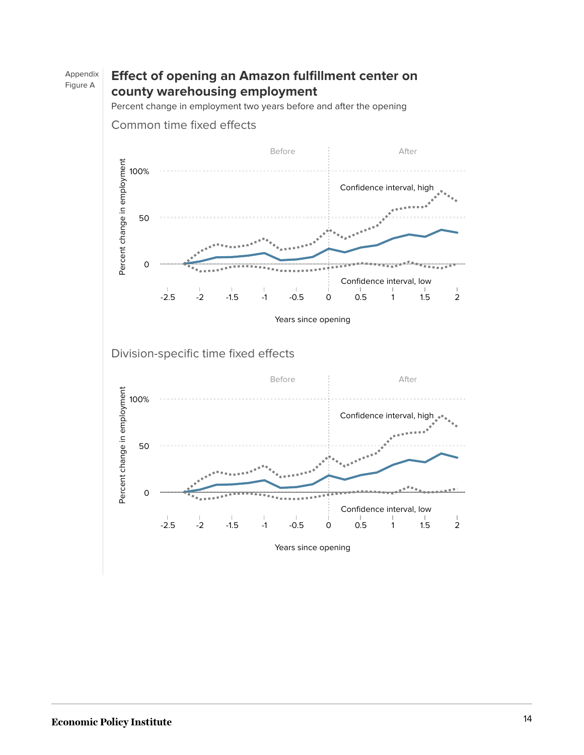Appendix Figure A

## Effect of opening an Amazon fulfillment center on county warehousing employment

Percent change in employment two years before and after the opening

### Common time fixed effects

Before | After

Percent change in employment: 100%, 50, 0

Confidence interval, high

Confidence interval, low

Years since opening: -2.5, -2, -1.5, -1, -0.5, 0, 0.5, 1, 1.5, 2

### Division-specific time fixed effects

Before | After

Percent change in employment: 100%, 50, 0

Confidence interval, high

Confidence interval, low

Years since opening: -2.5, -2, -1.5, -1, -0.5, 0, 0.5, 1, 1.5, 2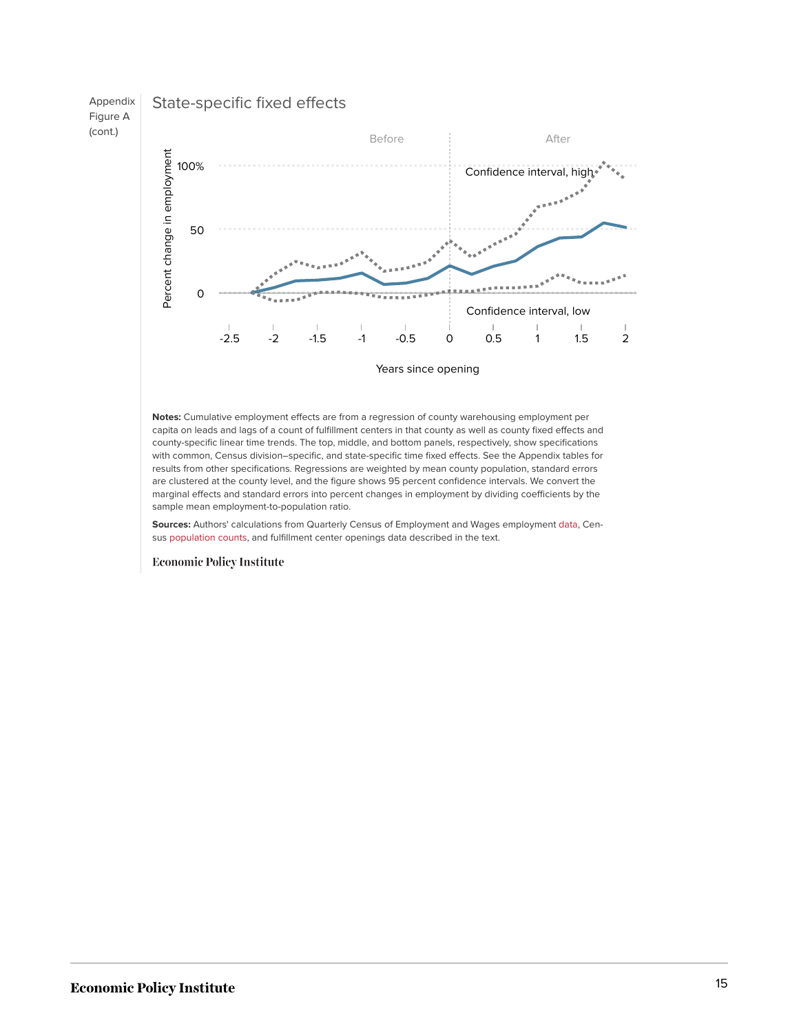Appendix Figure A (cont.)

## State-specific fixed effects

**Notes:** Cumulative employment effects are from a regression of county warehousing employment per capita on leads and lags of a count of fulfillment centers in that county as well as county fixed effects and county-specific linear time trends. The top, middle, and bottom panels, respectively, show specifications with common, Census division–specific, and state-specific time fixed effects. See the Appendix tables for results from other specifications. Regressions are weighted by mean county population, standard errors are clustered at the county level, and the figure shows 95 percent confidence intervals. We convert the marginal effects and standard errors into percent changes in employment by dividing coefficients by the sample mean employment-to-population ratio.

**Sources:** Authors' calculations from Quarterly Census of Employment and Wages employment data, Census population counts, and fulfillment center openings data described in the text.

Economic Policy Institute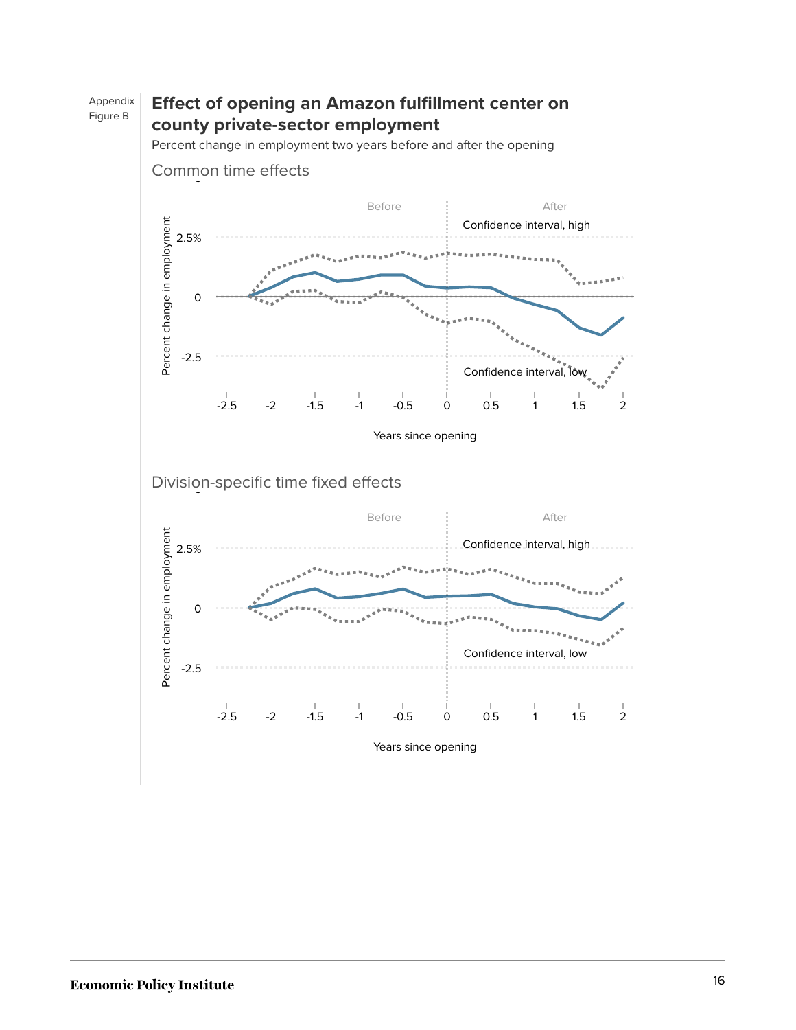Appendix Figure B

## Effect of opening an Amazon fulfillment center on county private-sector employment

Percent change in employment two years before and after the opening

### Common time effects

Before | After

Confidence interval, high

Confidence interval, low

Percent change in employment: 2.5%, 0, -2.5

Years since opening: -2.5, -2, -1.5, -1, -0.5, 0, 0.5, 1, 1.5, 2

### Division-specific time fixed effects

Before | After

Confidence interval, high

Confidence interval, low

Percent change in employment: 2.5%, 0, -2.5

Years since opening: -2.5, -2, -1.5, -1, -0.5, 0, 0.5, 1, 1.5, 2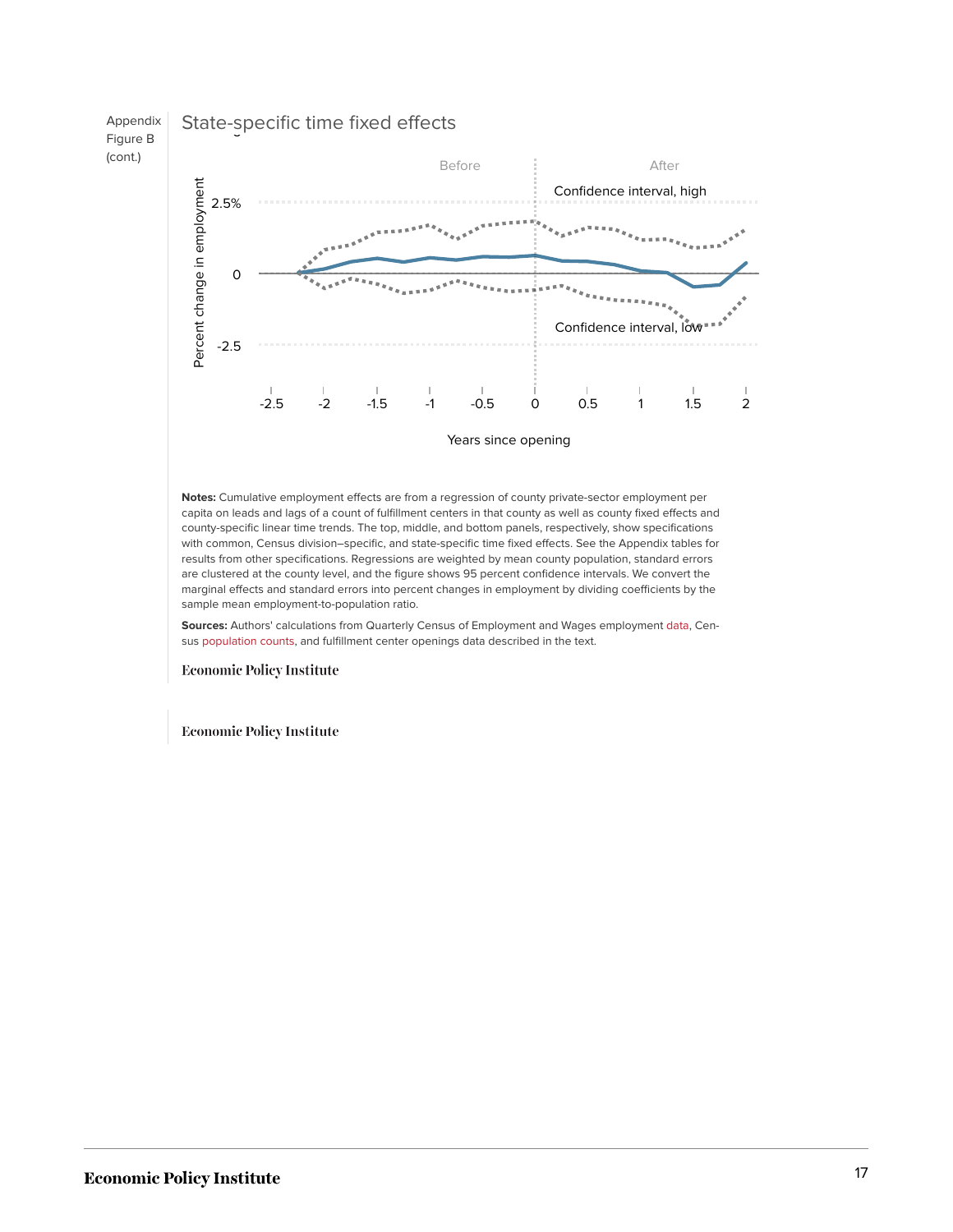Appendix Figure B (cont.)

## State-specific time fixed effects

Before | After

Confidence interval, high

Confidence interval, low

Percent change in employment: 2.5%, 0, -2.5

Years since opening: -2.5, -2, -1.5, -1, -0.5, 0, 0.5, 1, 1.5, 2

**Notes:** Cumulative employment effects are from a regression of county private-sector employment per capita on leads and lags of a count of fulfillment centers in that county as well as county fixed effects and county-specific linear time trends. The top, middle, and bottom panels, respectively, show specifications with common, Census division–specific, and state-specific time fixed effects. See the Appendix tables for results from other specifications. Regressions are weighted by mean county population, standard errors are clustered at the county level, and the figure shows 95 percent confidence intervals. We convert the marginal effects and standard errors into percent changes in employment by dividing coefficients by the sample mean employment-to-population ratio.

**Sources:** Authors' calculations from Quarterly Census of Employment and Wages employment data, Census population counts, and fulfillment center openings data described in the text.

Economic Policy Institute

Economic Policy Institute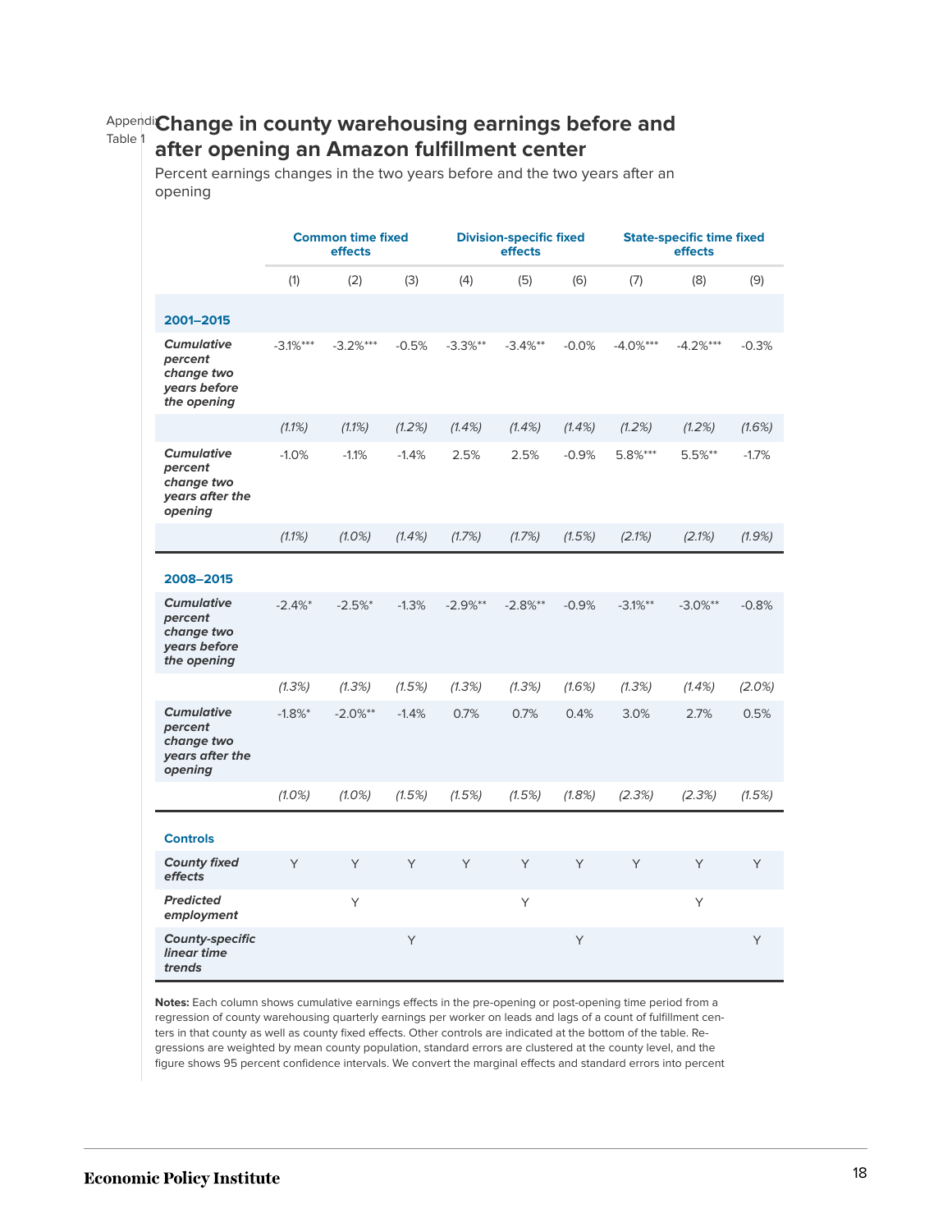Appendix Table 1

## Change in county warehousing earnings before and after opening an Amazon fulfillment center

Percent earnings changes in the two years before and the two years after an opening

| | Common time fixed effects | | | Division-specific fixed effects | | | State-specific time fixed effects | | |
|---|---|---|---|---|---|---|---|---|---|
| | (1) | (2) | (3) | (4) | (5) | (6) | (7) | (8) | (9) |
| **2001–2015** | | | | | | | | | |
| ***Cumulative percent change two years before the opening*** | -3.1%*** | -3.2%*** | -0.5% | -3.3%** | -3.4%** | -0.0% | -4.0%*** | -4.2%*** | -0.3% |
| | *(1.1%)* | *(1.1%)* | *(1.2%)* | *(1.4%)* | *(1.4%)* | *(1.4%)* | *(1.2%)* | *(1.2%)* | *(1.6%)* |
| ***Cumulative percent change two years after the opening*** | -1.0% | -1.1% | -1.4% | 2.5% | 2.5% | -0.9% | 5.8%*** | 5.5%** | -1.7% |
| | *(1.1%)* | *(1.0%)* | *(1.4%)* | *(1.7%)* | *(1.7%)* | *(1.5%)* | *(2.1%)* | *(2.1%)* | *(1.9%)* |
| **2008–2015** | | | | | | | | | |
| ***Cumulative percent change two years before the opening*** | -2.4%* | -2.5%* | -1.3% | -2.9%** | -2.8%** | -0.9% | -3.1%** | -3.0%** | -0.8% |
| | *(1.3%)* | *(1.3%)* | *(1.5%)* | *(1.3%)* | *(1.3%)* | *(1.6%)* | *(1.3%)* | *(1.4%)* | *(2.0%)* |
| ***Cumulative percent change two years after the opening*** | -1.8%* | -2.0%** | -1.4% | 0.7% | 0.7% | 0.4% | 3.0% | 2.7% | 0.5% |
| | *(1.0%)* | *(1.0%)* | *(1.5%)* | *(1.5%)* | *(1.5%)* | *(1.8%)* | *(2.3%)* | *(2.3%)* | *(1.5%)* |
| **Controls** | | | | | | | | | |
| ***County fixed effects*** | Y | Y | Y | Y | Y | Y | Y | Y | Y |
| ***Predicted employment*** | | Y | | | Y | | | Y | |
| ***County-specific linear time trends*** | | | Y | | | Y | | | Y |

**Notes:** Each column shows cumulative earnings effects in the pre-opening or post-opening time period from a regression of county warehousing quarterly earnings per worker on leads and lags of a count of fulfillment centers in that county as well as county fixed effects. Other controls are indicated at the bottom of the table. Regressions are weighted by mean county population, standard errors are clustered at the county level, and the figure shows 95 percent confidence intervals. We convert the marginal effects and standard errors into percent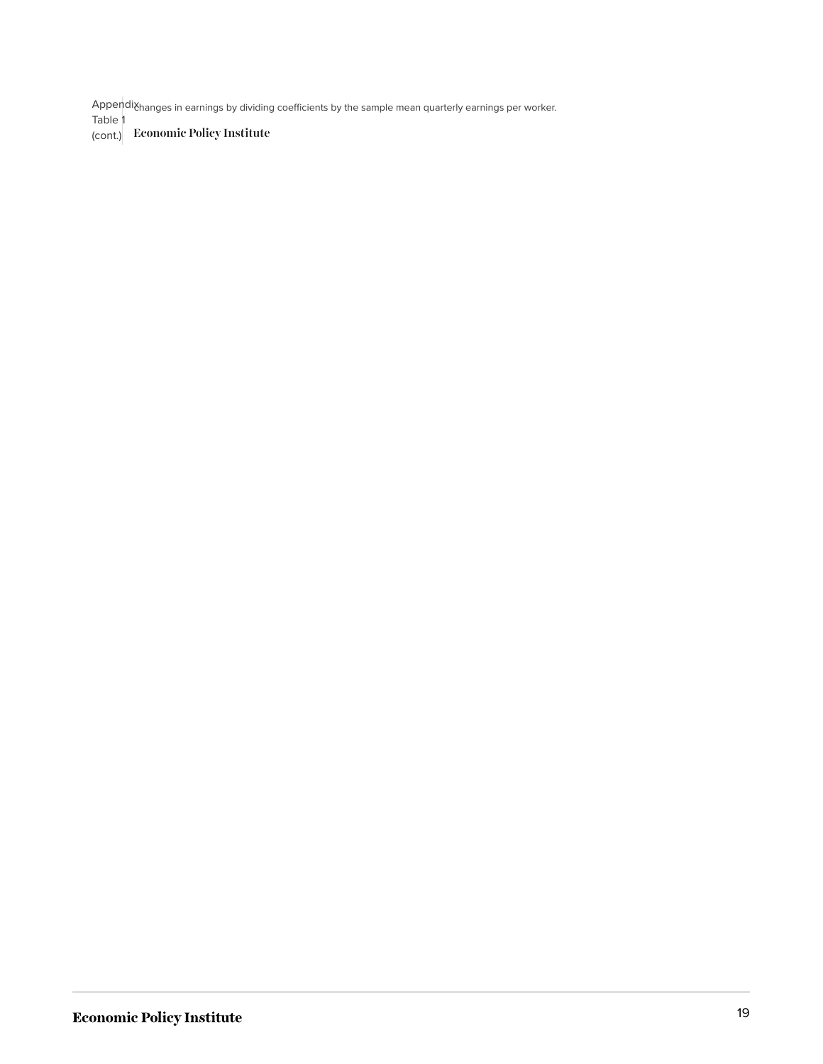Appendix Table 1 (cont.)

changes in earnings by dividing coefficients by the sample mean quarterly earnings per worker.

**Economic Policy Institute**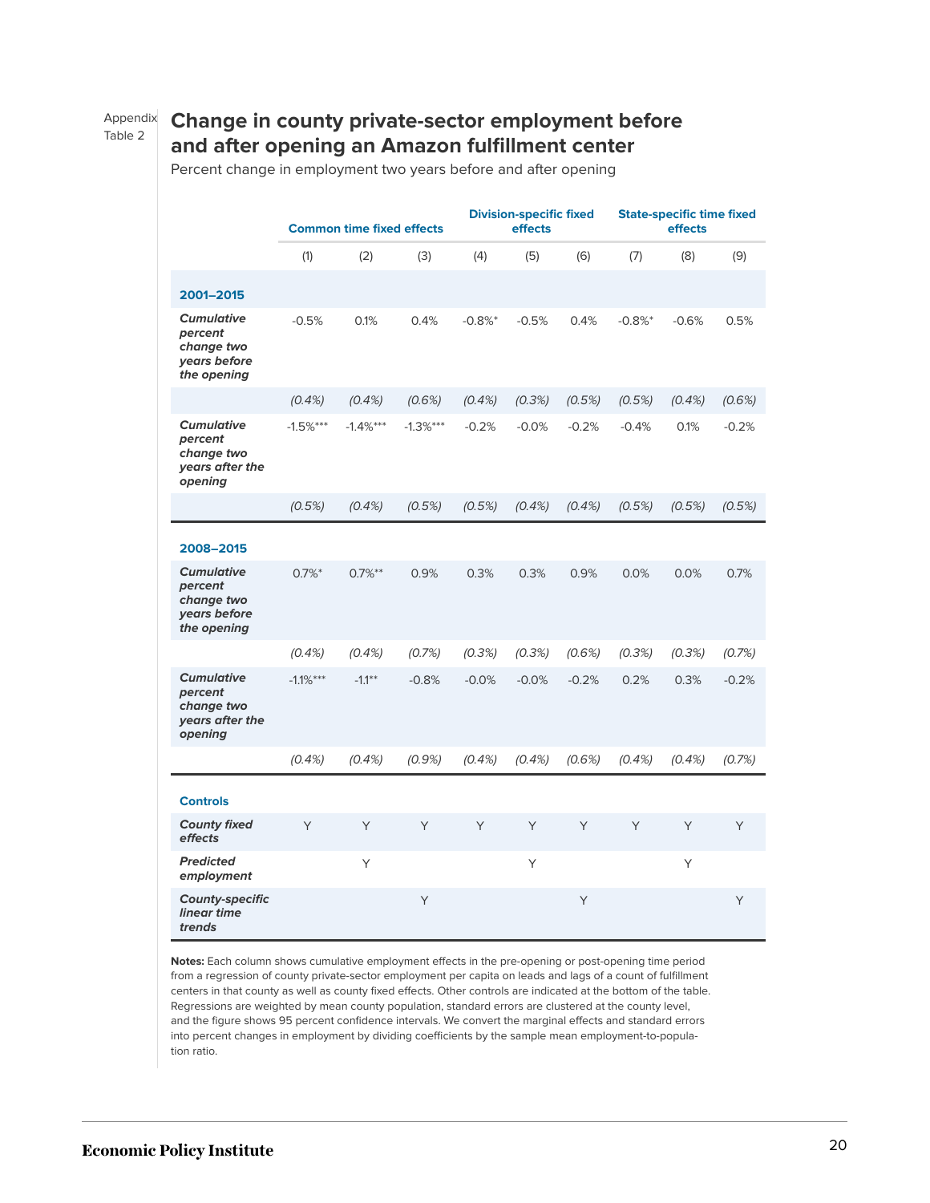Appendix Table 2

## Change in county private-sector employment before and after opening an Amazon fulfillment center

Percent change in employment two years before and after opening

| | Common time fixed effects | | | Division-specific fixed effects | | | State-specific time fixed effects | | |
|---|---|---|---|---|---|---|---|---|---|
| | (1) | (2) | (3) | (4) | (5) | (6) | (7) | (8) | (9) |
| **2001–2015** | | | | | | | | | |
| ***Cumulative percent change two years before the opening*** | -0.5% | 0.1% | 0.4% | -0.8%* | -0.5% | 0.4% | -0.8%* | -0.6% | 0.5% |
| | *(0.4%)* | *(0.4%)* | *(0.6%)* | *(0.4%)* | *(0.3%)* | *(0.5%)* | *(0.5%)* | *(0.4%)* | *(0.6%)* |
| ***Cumulative percent change two years after the opening*** | -1.5%*** | -1.4%*** | -1.3%*** | -0.2% | -0.0% | -0.2% | -0.4% | 0.1% | -0.2% |
| | *(0.5%)* | *(0.4%)* | *(0.5%)* | *(0.5%)* | *(0.4%)* | *(0.4%)* | *(0.5%)* | *(0.5%)* | *(0.5%)* |
| **2008–2015** | | | | | | | | | |
| ***Cumulative percent change two years before the opening*** | 0.7%* | 0.7%** | 0.9% | 0.3% | 0.3% | 0.9% | 0.0% | 0.0% | 0.7% |
| | *(0.4%)* | *(0.4%)* | *(0.7%)* | *(0.3%)* | *(0.3%)* | *(0.6%)* | *(0.3%)* | *(0.3%)* | *(0.7%)* |
| ***Cumulative percent change two years after the opening*** | -1.1%*** | -1.1** | -0.8% | -0.0% | -0.0% | -0.2% | 0.2% | 0.3% | -0.2% |
| | *(0.4%)* | *(0.4%)* | *(0.9%)* | *(0.4%)* | *(0.4%)* | *(0.6%)* | *(0.4%)* | *(0.4%)* | *(0.7%)* |
| **Controls** | | | | | | | | | |
| ***County fixed effects*** | Y | Y | Y | Y | Y | Y | Y | Y | Y |
| ***Predicted employment*** | | Y | | | Y | | | Y | |
| ***County-specific linear time trends*** | | | Y | | | Y | | | Y |

**Notes:** Each column shows cumulative employment effects in the pre-opening or post-opening time period from a regression of county private-sector employment per capita on leads and lags of a count of fulfillment centers in that county as well as county fixed effects. Other controls are indicated at the bottom of the table. Regressions are weighted by mean county population, standard errors are clustered at the county level, and the figure shows 95 percent confidence intervals. We convert the marginal effects and standard errors into percent changes in employment by dividing coefficients by the sample mean employment-to-population ratio.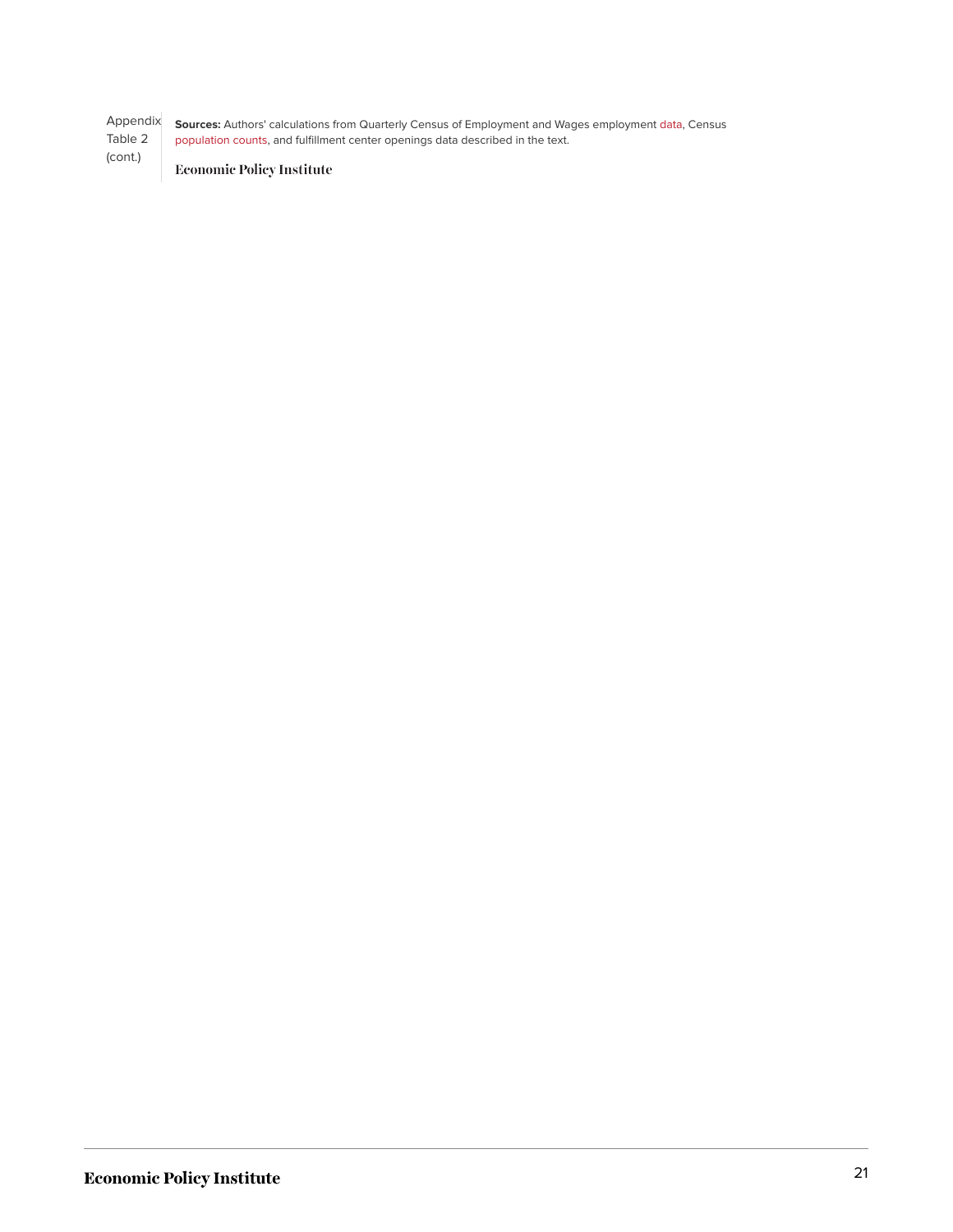Appendix Table 2 (cont.)

**Sources:** Authors' calculations from Quarterly Census of Employment and Wages employment data, Census population counts, and fulfillment center openings data described in the text.

**Economic Policy Institute**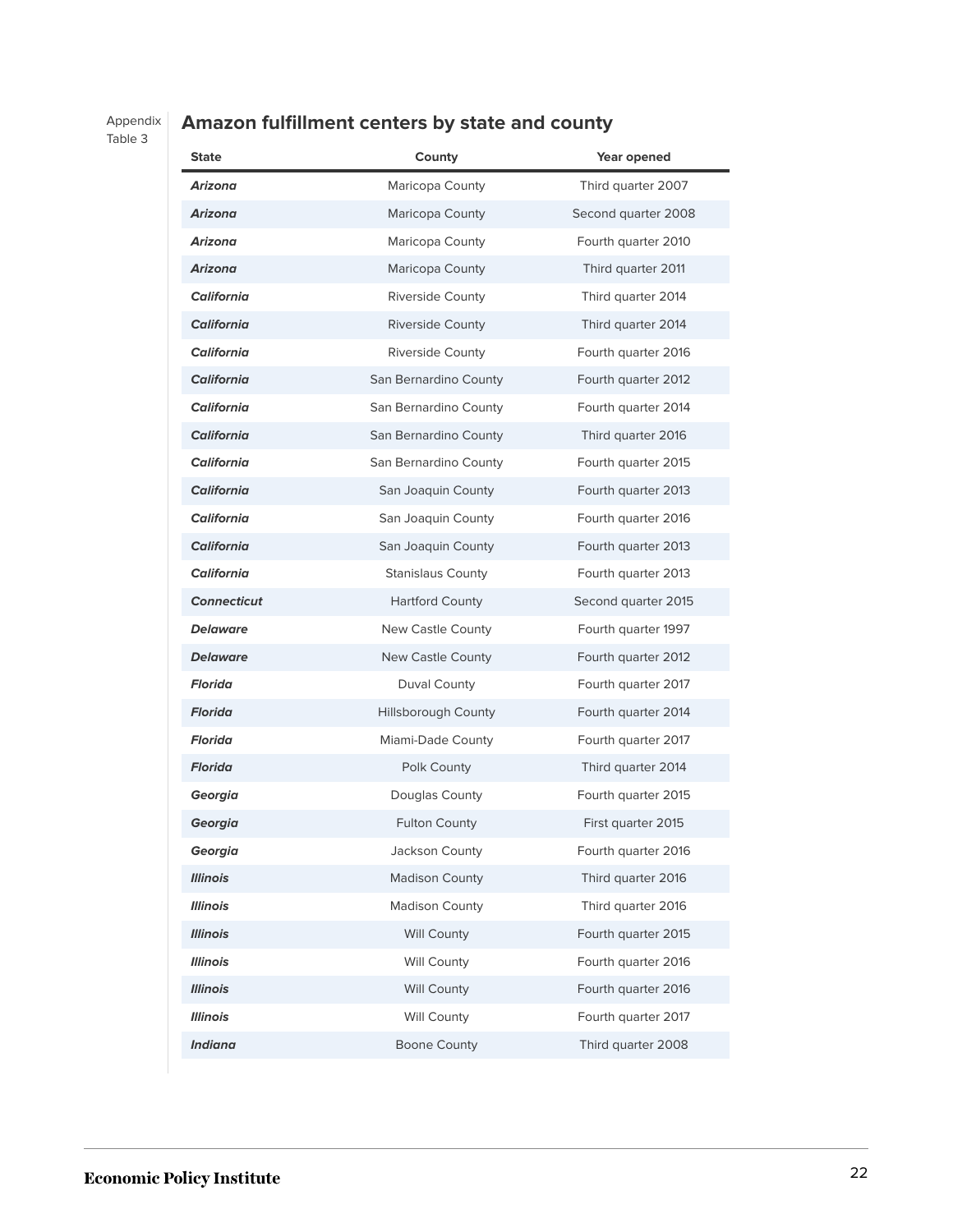Appendix Table 3

## Amazon fulfillment centers by state and county

| State | County | Year opened |
|---|---|---|
| ***Arizona*** | Maricopa County | Third quarter 2007 |
| ***Arizona*** | Maricopa County | Second quarter 2008 |
| ***Arizona*** | Maricopa County | Fourth quarter 2010 |
| ***Arizona*** | Maricopa County | Third quarter 2011 |
| ***California*** | Riverside County | Third quarter 2014 |
| ***California*** | Riverside County | Third quarter 2014 |
| ***California*** | Riverside County | Fourth quarter 2016 |
| ***California*** | San Bernardino County | Fourth quarter 2012 |
| ***California*** | San Bernardino County | Fourth quarter 2014 |
| ***California*** | San Bernardino County | Third quarter 2016 |
| ***California*** | San Bernardino County | Fourth quarter 2015 |
| ***California*** | San Joaquin County | Fourth quarter 2013 |
| ***California*** | San Joaquin County | Fourth quarter 2016 |
| ***California*** | San Joaquin County | Fourth quarter 2013 |
| ***California*** | Stanislaus County | Fourth quarter 2013 |
| ***Connecticut*** | Hartford County | Second quarter 2015 |
| ***Delaware*** | New Castle County | Fourth quarter 1997 |
| ***Delaware*** | New Castle County | Fourth quarter 2012 |
| ***Florida*** | Duval County | Fourth quarter 2017 |
| ***Florida*** | Hillsborough County | Fourth quarter 2014 |
| ***Florida*** | Miami-Dade County | Fourth quarter 2017 |
| ***Florida*** | Polk County | Third quarter 2014 |
| ***Georgia*** | Douglas County | Fourth quarter 2015 |
| ***Georgia*** | Fulton County | First quarter 2015 |
| ***Georgia*** | Jackson County | Fourth quarter 2016 |
| ***Illinois*** | Madison County | Third quarter 2016 |
| ***Illinois*** | Madison County | Third quarter 2016 |
| ***Illinois*** | Will County | Fourth quarter 2015 |
| ***Illinois*** | Will County | Fourth quarter 2016 |
| ***Illinois*** | Will County | Fourth quarter 2016 |
| ***Illinois*** | Will County | Fourth quarter 2017 |
| ***Indiana*** | Boone County | Third quarter 2008 |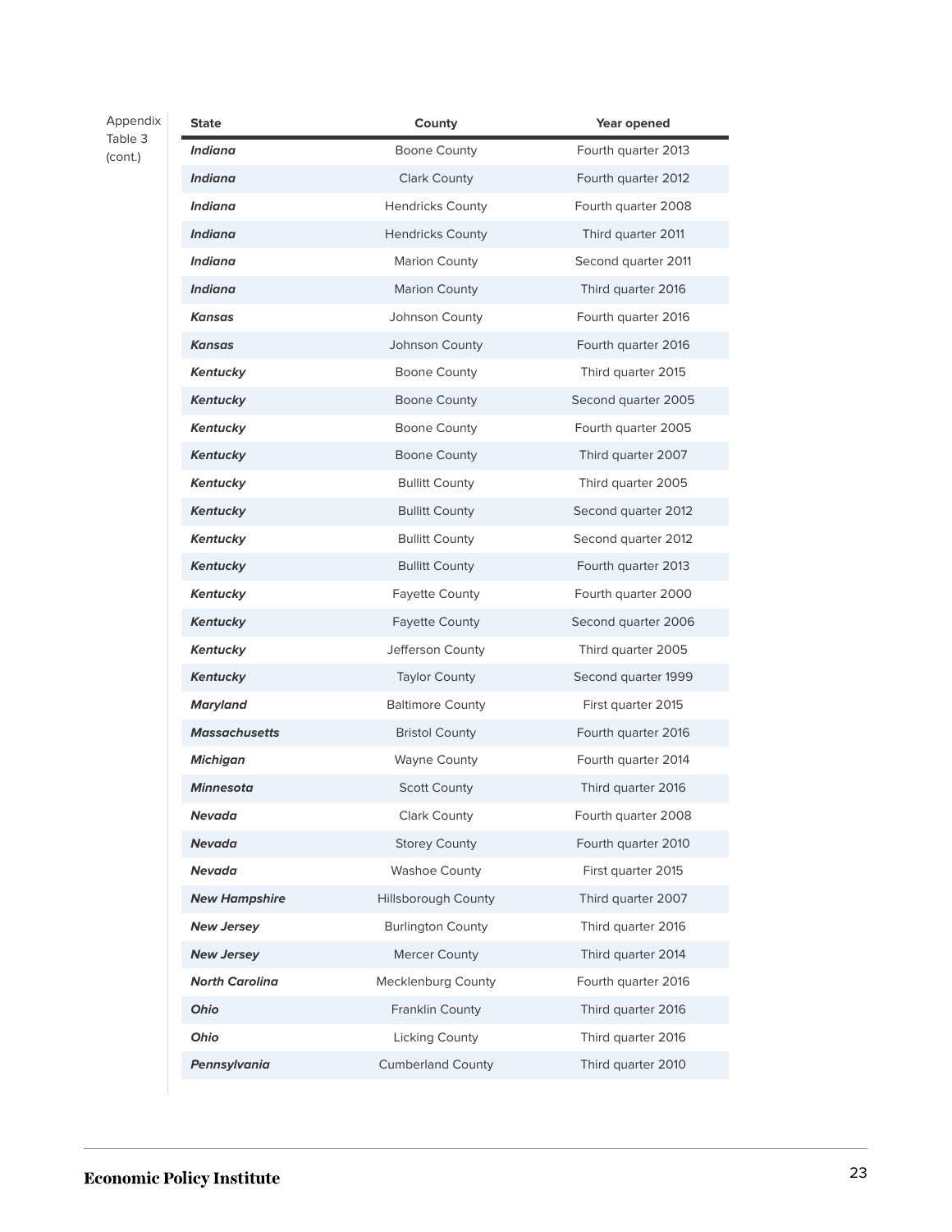Appendix Table 3 (cont.)

| State | County | Year opened |
|---|---|---|
| ***Indiana*** | Boone County | Fourth quarter 2013 |
| ***Indiana*** | Clark County | Fourth quarter 2012 |
| ***Indiana*** | Hendricks County | Fourth quarter 2008 |
| ***Indiana*** | Hendricks County | Third quarter 2011 |
| ***Indiana*** | Marion County | Second quarter 2011 |
| ***Indiana*** | Marion County | Third quarter 2016 |
| ***Kansas*** | Johnson County | Fourth quarter 2016 |
| ***Kansas*** | Johnson County | Fourth quarter 2016 |
| ***Kentucky*** | Boone County | Third quarter 2015 |
| ***Kentucky*** | Boone County | Second quarter 2005 |
| ***Kentucky*** | Boone County | Fourth quarter 2005 |
| ***Kentucky*** | Boone County | Third quarter 2007 |
| ***Kentucky*** | Bullitt County | Third quarter 2005 |
| ***Kentucky*** | Bullitt County | Second quarter 2012 |
| ***Kentucky*** | Bullitt County | Second quarter 2012 |
| ***Kentucky*** | Bullitt County | Fourth quarter 2013 |
| ***Kentucky*** | Fayette County | Fourth quarter 2000 |
| ***Kentucky*** | Fayette County | Second quarter 2006 |
| ***Kentucky*** | Jefferson County | Third quarter 2005 |
| ***Kentucky*** | Taylor County | Second quarter 1999 |
| ***Maryland*** | Baltimore County | First quarter 2015 |
| ***Massachusetts*** | Bristol County | Fourth quarter 2016 |
| ***Michigan*** | Wayne County | Fourth quarter 2014 |
| ***Minnesota*** | Scott County | Third quarter 2016 |
| ***Nevada*** | Clark County | Fourth quarter 2008 |
| ***Nevada*** | Storey County | Fourth quarter 2010 |
| ***Nevada*** | Washoe County | First quarter 2015 |
| ***New Hampshire*** | Hillsborough County | Third quarter 2007 |
| ***New Jersey*** | Burlington County | Third quarter 2016 |
| ***New Jersey*** | Mercer County | Third quarter 2014 |
| ***North Carolina*** | Mecklenburg County | Fourth quarter 2016 |
| ***Ohio*** | Franklin County | Third quarter 2016 |
| ***Ohio*** | Licking County | Third quarter 2016 |
| ***Pennsylvania*** | Cumberland County | Third quarter 2010 |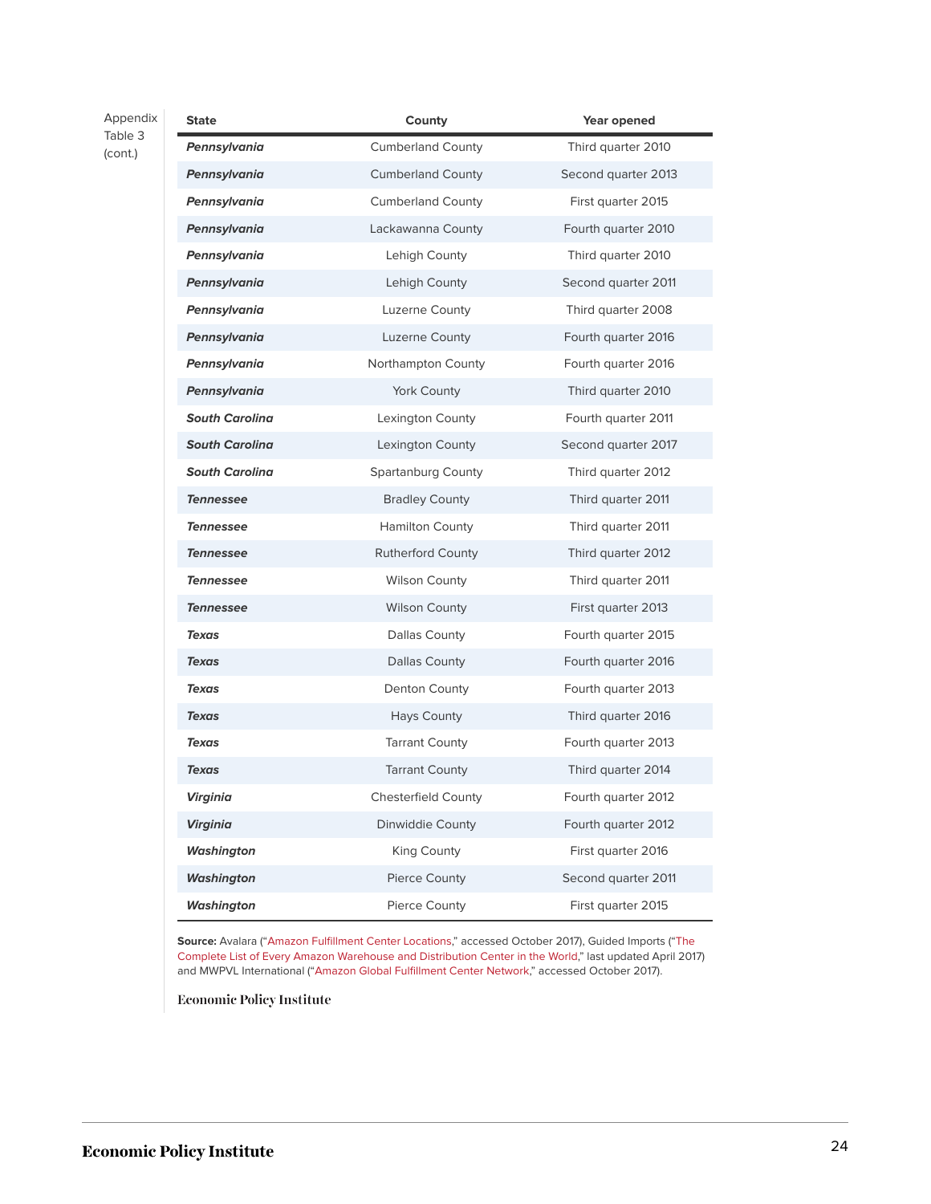Appendix Table 3 (cont.)

| State | County | Year opened |
|---|---|---|
| ***Pennsylvania*** | Cumberland County | Third quarter 2010 |
| ***Pennsylvania*** | Cumberland County | Second quarter 2013 |
| ***Pennsylvania*** | Cumberland County | First quarter 2015 |
| ***Pennsylvania*** | Lackawanna County | Fourth quarter 2010 |
| ***Pennsylvania*** | Lehigh County | Third quarter 2010 |
| ***Pennsylvania*** | Lehigh County | Second quarter 2011 |
| ***Pennsylvania*** | Luzerne County | Third quarter 2008 |
| ***Pennsylvania*** | Luzerne County | Fourth quarter 2016 |
| ***Pennsylvania*** | Northampton County | Fourth quarter 2016 |
| ***Pennsylvania*** | York County | Third quarter 2010 |
| ***South Carolina*** | Lexington County | Fourth quarter 2011 |
| ***South Carolina*** | Lexington County | Second quarter 2017 |
| ***South Carolina*** | Spartanburg County | Third quarter 2012 |
| ***Tennessee*** | Bradley County | Third quarter 2011 |
| ***Tennessee*** | Hamilton County | Third quarter 2011 |
| ***Tennessee*** | Rutherford County | Third quarter 2012 |
| ***Tennessee*** | Wilson County | Third quarter 2011 |
| ***Tennessee*** | Wilson County | First quarter 2013 |
| ***Texas*** | Dallas County | Fourth quarter 2015 |
| ***Texas*** | Dallas County | Fourth quarter 2016 |
| ***Texas*** | Denton County | Fourth quarter 2013 |
| ***Texas*** | Hays County | Third quarter 2016 |
| ***Texas*** | Tarrant County | Fourth quarter 2013 |
| ***Texas*** | Tarrant County | Third quarter 2014 |
| ***Virginia*** | Chesterfield County | Fourth quarter 2012 |
| ***Virginia*** | Dinwiddie County | Fourth quarter 2012 |
| ***Washington*** | King County | First quarter 2016 |
| ***Washington*** | Pierce County | Second quarter 2011 |
| ***Washington*** | Pierce County | First quarter 2015 |

**Source:** Avalara ("Amazon Fulfillment Center Locations," accessed October 2017), Guided Imports ("The Complete List of Every Amazon Warehouse and Distribution Center in the World," last updated April 2017) and MWPVL International ("Amazon Global Fulfillment Center Network," accessed October 2017).

Economic Policy Institute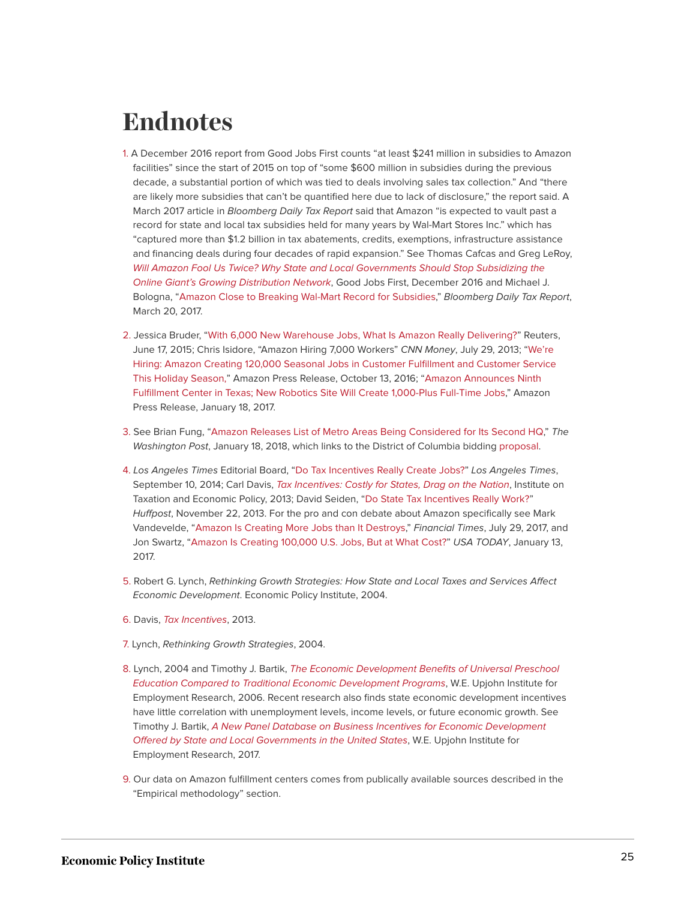# Endnotes

1. A December 2016 report from Good Jobs First counts "at least $241 million in subsidies to Amazon facilities" since the start of 2015 on top of "some $600 million in subsidies during the previous decade, a substantial portion of which was tied to deals involving sales tax collection." And "there are likely more subsidies that can't be quantified here due to lack of disclosure," the report said. A March 2017 article in *Bloomberg Daily Tax Report* said that Amazon "is expected to vault past a record for state and local tax subsidies held for many years by Wal-Mart Stores Inc." which has "captured more than $1.2 billion in tax abatements, credits, exemptions, infrastructure assistance and financing deals during four decades of rapid expansion." See Thomas Cafcas and Greg LeRoy, *Will Amazon Fool Us Twice? Why State and Local Governments Should Stop Subsidizing the Online Giant's Growing Distribution Network*, Good Jobs First, December 2016 and Michael J. Bologna, "Amazon Close to Breaking Wal-Mart Record for Subsidies," *Bloomberg Daily Tax Report*, March 20, 2017.

2. Jessica Bruder, "With 6,000 New Warehouse Jobs, What Is Amazon Really Delivering?" Reuters, June 17, 2015; Chris Isidore, "Amazon Hiring 7,000 Workers" *CNN Money*, July 29, 2013; "We're Hiring: Amazon Creating 120,000 Seasonal Jobs in Customer Fulfillment and Customer Service This Holiday Season," Amazon Press Release, October 13, 2016; "Amazon Announces Ninth Fulfillment Center in Texas; New Robotics Site Will Create 1,000-Plus Full-Time Jobs," Amazon Press Release, January 18, 2017.

3. See Brian Fung, "Amazon Releases List of Metro Areas Being Considered for Its Second HQ," *The Washington Post*, January 18, 2018, which links to the District of Columbia bidding proposal.

4. *Los Angeles Times* Editorial Board, "Do Tax Incentives Really Create Jobs?" *Los Angeles Times*, September 10, 2014; Carl Davis, *Tax Incentives: Costly for States, Drag on the Nation*, Institute on Taxation and Economic Policy, 2013; David Seiden, "Do State Tax Incentives Really Work?" *Huffpost*, November 22, 2013. For the pro and con debate about Amazon specifically see Mark Vandevelde, "Amazon Is Creating More Jobs than It Destroys," *Financial Times*, July 29, 2017, and Jon Swartz, "Amazon Is Creating 100,000 U.S. Jobs, But at What Cost?" *USA TODAY*, January 13, 2017.

5. Robert G. Lynch, *Rethinking Growth Strategies: How State and Local Taxes and Services Affect Economic Development*. Economic Policy Institute, 2004.

6. Davis, *Tax Incentives*, 2013.

7. Lynch, *Rethinking Growth Strategies*, 2004.

8. Lynch, 2004 and Timothy J. Bartik, *The Economic Development Benefits of Universal Preschool Education Compared to Traditional Economic Development Programs*, W.E. Upjohn Institute for Employment Research, 2006. Recent research also finds state economic development incentives have little correlation with unemployment levels, income levels, or future economic growth. See Timothy J. Bartik, *A New Panel Database on Business Incentives for Economic Development Offered by State and Local Governments in the United States*, W.E. Upjohn Institute for Employment Research, 2017.

9. Our data on Amazon fulfillment centers comes from publically available sources described in the "Empirical methodology" section.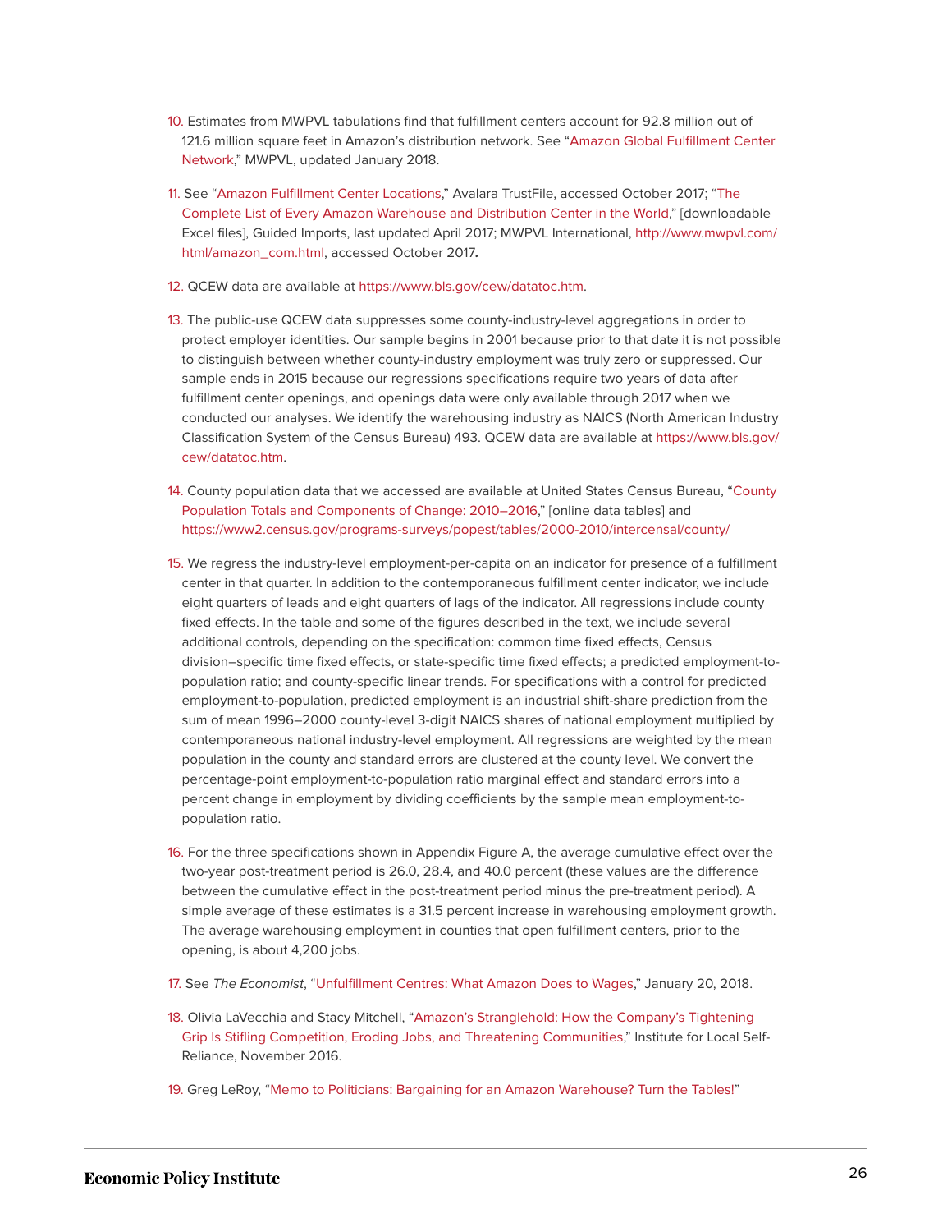10. Estimates from MWPVL tabulations find that fulfillment centers account for 92.8 million out of 121.6 million square feet in Amazon's distribution network. See "Amazon Global Fulfillment Center Network," MWPVL, updated January 2018.

11. See "Amazon Fulfillment Center Locations," Avalara TrustFile, accessed October 2017; "The Complete List of Every Amazon Warehouse and Distribution Center in the World," [downloadable Excel files], Guided Imports, last updated April 2017; MWPVL International, http://www.mwpvl.com/html/amazon_com.html, accessed October 2017**.**

12. QCEW data are available at https://www.bls.gov/cew/datatoc.htm.

13. The public-use QCEW data suppresses some county-industry-level aggregations in order to protect employer identities. Our sample begins in 2001 because prior to that date it is not possible to distinguish between whether county-industry employment was truly zero or suppressed. Our sample ends in 2015 because our regressions specifications require two years of data after fulfillment center openings, and openings data were only available through 2017 when we conducted our analyses. We identify the warehousing industry as NAICS (North American Industry Classification System of the Census Bureau) 493. QCEW data are available at https://www.bls.gov/cew/datatoc.htm.

14. County population data that we accessed are available at United States Census Bureau, "County Population Totals and Components of Change: 2010–2016," [online data tables] and https://www2.census.gov/programs-surveys/popest/tables/2000-2010/intercensal/county/

15. We regress the industry-level employment-per-capita on an indicator for presence of a fulfillment center in that quarter. In addition to the contemporaneous fulfillment center indicator, we include eight quarters of leads and eight quarters of lags of the indicator. All regressions include county fixed effects. In the table and some of the figures described in the text, we include several additional controls, depending on the specification: common time fixed effects, Census division–specific time fixed effects, or state-specific time fixed effects; a predicted employment-to-population ratio; and county-specific linear trends. For specifications with a control for predicted employment-to-population, predicted employment is an industrial shift-share prediction from the sum of mean 1996–2000 county-level 3-digit NAICS shares of national employment multiplied by contemporaneous national industry-level employment. All regressions are weighted by the mean population in the county and standard errors are clustered at the county level. We convert the percentage-point employment-to-population ratio marginal effect and standard errors into a percent change in employment by dividing coefficients by the sample mean employment-to-population ratio.

16. For the three specifications shown in Appendix Figure A, the average cumulative effect over the two-year post-treatment period is 26.0, 28.4, and 40.0 percent (these values are the difference between the cumulative effect in the post-treatment period minus the pre-treatment period). A simple average of these estimates is a 31.5 percent increase in warehousing employment growth. The average warehousing employment in counties that open fulfillment centers, prior to the opening, is about 4,200 jobs.

17. See *The Economist*, "Unfulfillment Centres: What Amazon Does to Wages," January 20, 2018.

18. Olivia LaVecchia and Stacy Mitchell, "Amazon's Stranglehold: How the Company's Tightening Grip Is Stifling Competition, Eroding Jobs, and Threatening Communities," Institute for Local Self-Reliance, November 2016.

19. Greg LeRoy, "Memo to Politicians: Bargaining for an Amazon Warehouse? Turn the Tables!"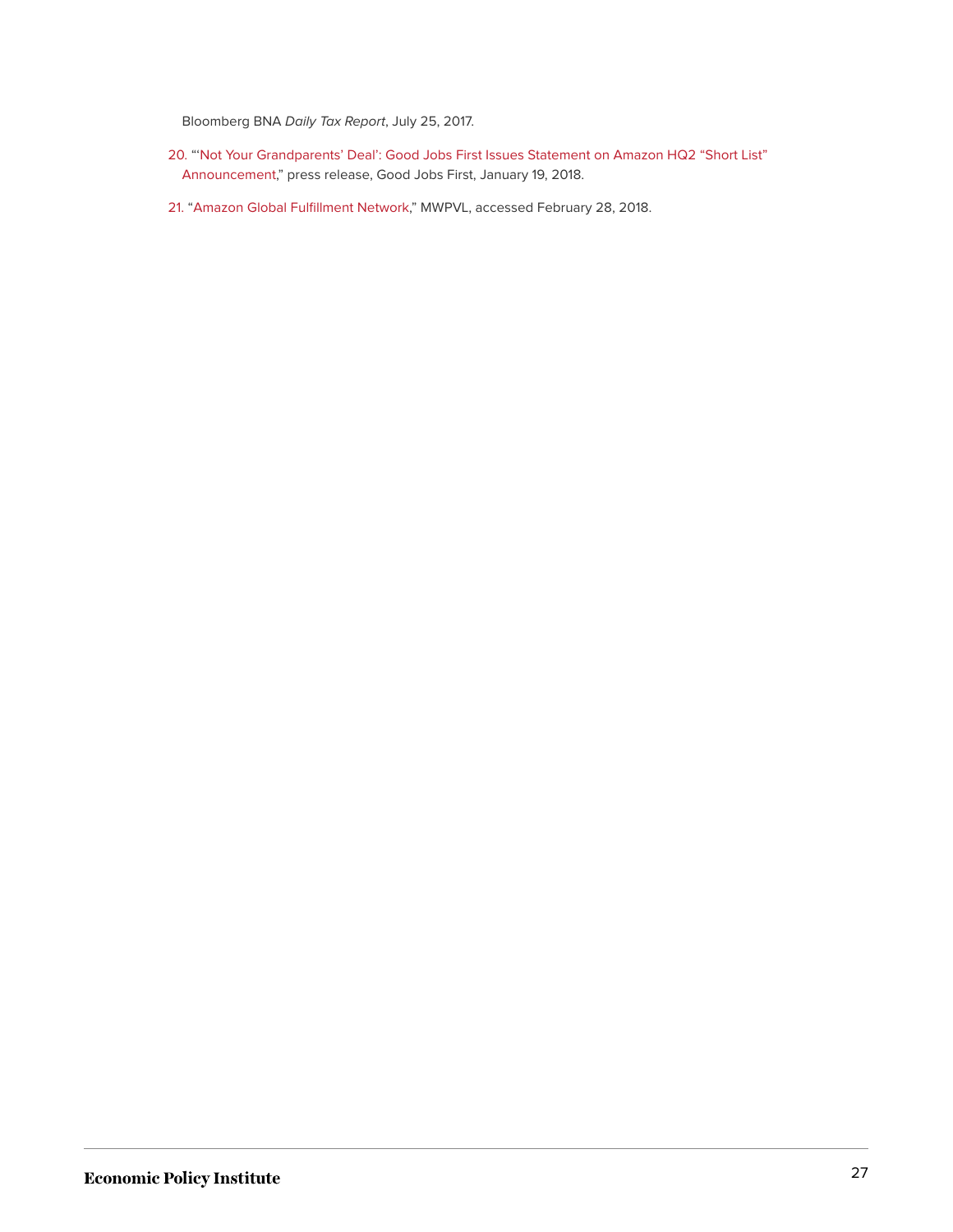Bloomberg BNA *Daily Tax Report*, July 25, 2017.

20. "'Not Your Grandparents' Deal': Good Jobs First Issues Statement on Amazon HQ2 "Short List" Announcement," press release, Good Jobs First, January 19, 2018.

21. "Amazon Global Fulfillment Network," MWPVL, accessed February 28, 2018.